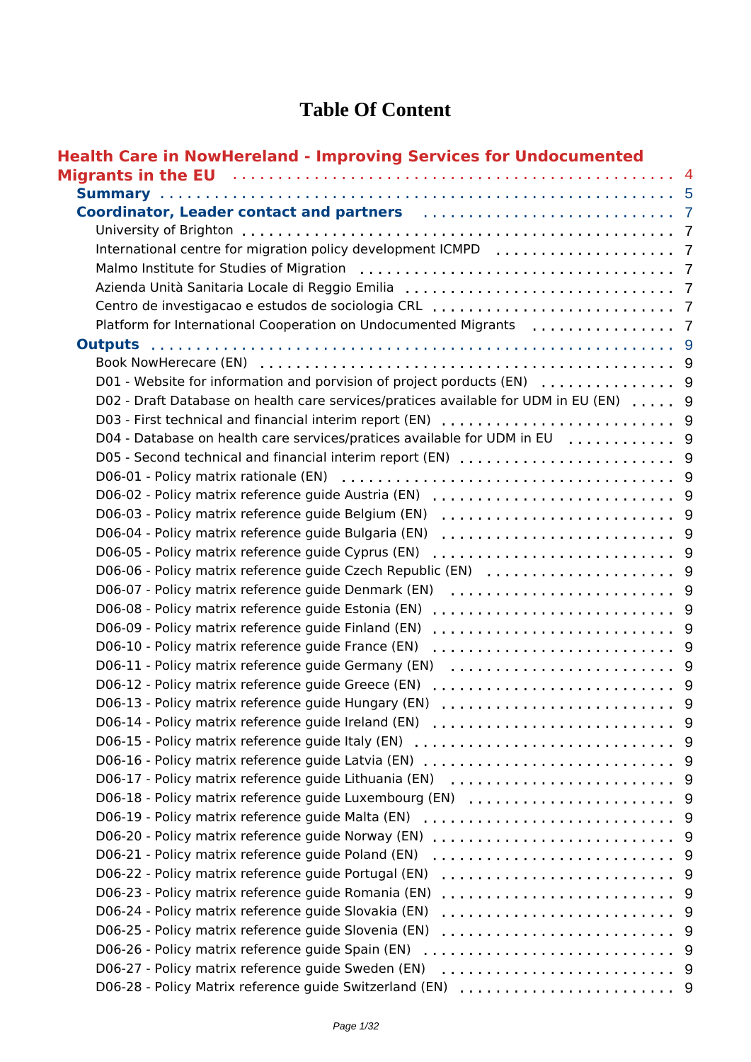# Table Of Content

**Health Care in NowHereland - Improving Services for Undocumented Migrants in the EU** ..... 4

- **Summary** ..... 5
- **Coordinator, Leader contact and partners** ..... 7
  - University of Brighton ..... 7
  - International centre for migration policy development ICMPD ..... 7
  - Malmo Institute for Studies of Migration ..... 7
  - Azienda Unità Sanitaria Locale di Reggio Emilia ..... 7
  - Centro de investigacao e estudos de sociologia CRL ..... 7
  - Platform for International Cooperation on Undocumented Migrants ..... 7
- **Outputs** ..... 9
  - Book NowHerecare (EN) ..... 9
  - D01 - Website for information and porvision of project porducts (EN) ..... 9
  - D02 - Draft Database on health care services/pratices available for UDM in EU (EN) ..... 9
  - D03 - First technical and financial interim report (EN) ..... 9
  - D04 - Database on health care services/pratices available for UDM in EU ..... 9
  - D05 - Second technical and financial interim report (EN) ..... 9
  - D06-01 - Policy matrix rationale (EN) ..... 9
  - D06-02 - Policy matrix reference guide Austria (EN) ..... 9
  - D06-03 - Policy matrix reference guide Belgium (EN) ..... 9
  - D06-04 - Policy matrix reference guide Bulgaria (EN) ..... 9
  - D06-05 - Policy matrix reference guide Cyprus (EN) ..... 9
  - D06-06 - Policy matrix reference guide Czech Republic (EN) ..... 9
  - D06-07 - Policy matrix reference guide Denmark (EN) ..... 9
  - D06-08 - Policy matrix reference guide Estonia (EN) ..... 9
  - D06-09 - Policy matrix reference guide Finland (EN) ..... 9
  - D06-10 - Policy matrix reference guide France (EN) ..... 9
  - D06-11 - Policy matrix reference guide Germany (EN) ..... 9
  - D06-12 - Policy matrix reference guide Greece (EN) ..... 9
  - D06-13 - Policy matrix reference guide Hungary (EN) ..... 9
  - D06-14 - Policy matrix reference guide Ireland (EN) ..... 9
  - D06-15 - Policy matrix reference guide Italy (EN) ..... 9
  - D06-16 - Policy matrix reference guide Latvia (EN) ..... 9
  - D06-17 - Policy matrix reference guide Lithuania (EN) ..... 9
  - D06-18 - Policy matrix reference guide Luxembourg (EN) ..... 9
  - D06-19 - Policy matrix reference guide Malta (EN) ..... 9
  - D06-20 - Policy matrix reference guide Norway (EN) ..... 9
  - D06-21 - Policy matrix reference guide Poland (EN) ..... 9
  - D06-22 - Policy matrix reference guide Portugal (EN) ..... 9
  - D06-23 - Policy matrix reference guide Romania (EN) ..... 9
  - D06-24 - Policy matrix reference guide Slovakia (EN) ..... 9
  - D06-25 - Policy matrix reference guide Slovenia (EN) ..... 9
  - D06-26 - Policy matrix reference guide Spain (EN) ..... 9
  - D06-27 - Policy matrix reference guide Sweden (EN) ..... 9
  - D06-28 - Policy Matrix reference guide Switzerland (EN) ..... 9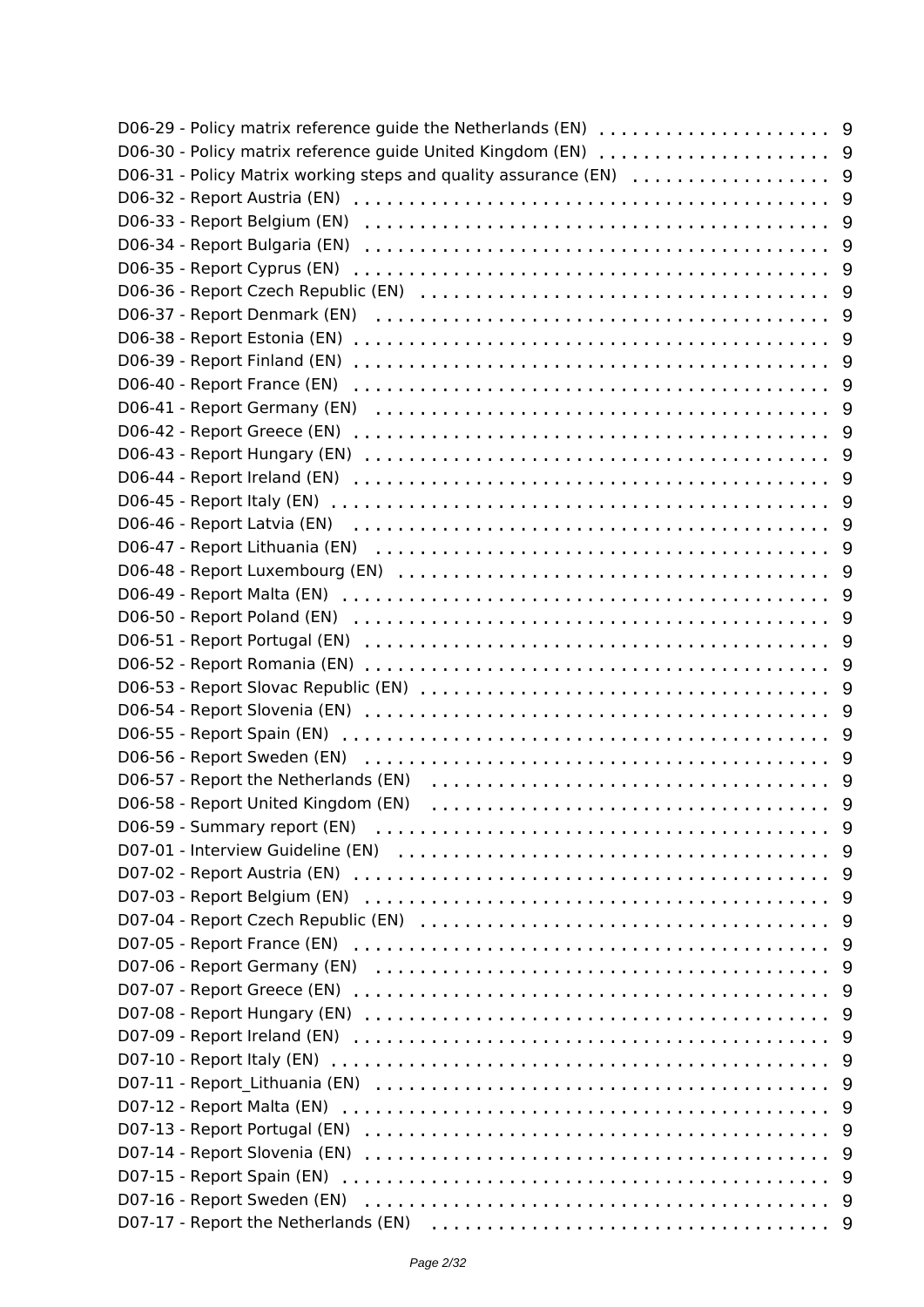D06-29 - Policy matrix reference guide the Netherlands (EN) . . . . . . . . . . . . . . . . . . . . . 9
D06-30 - Policy matrix reference guide United Kingdom (EN) . . . . . . . . . . . . . . . . . . . . . 9
D06-31 - Policy Matrix working steps and quality assurance (EN) . . . . . . . . . . . . . . . . . . 9
D06-32 - Report Austria (EN) . . . . . . . . . . . . . . . . . . . . . . . . . . . . . . . . . . . . . . . . . . 9
D06-33 - Report Belgium (EN) . . . . . . . . . . . . . . . . . . . . . . . . . . . . . . . . . . . . . . . . 9
D06-34 - Report Bulgaria (EN) . . . . . . . . . . . . . . . . . . . . . . . . . . . . . . . . . . . . . . . . 9
D06-35 - Report Cyprus (EN) . . . . . . . . . . . . . . . . . . . . . . . . . . . . . . . . . . . . . . . . . 9
D06-36 - Report Czech Republic (EN) . . . . . . . . . . . . . . . . . . . . . . . . . . . . . . . . . . . 9
D06-37 - Report Denmark (EN) . . . . . . . . . . . . . . . . . . . . . . . . . . . . . . . . . . . . . . . 9
D06-38 - Report Estonia (EN) . . . . . . . . . . . . . . . . . . . . . . . . . . . . . . . . . . . . . . . . 9
D06-39 - Report Finland (EN) . . . . . . . . . . . . . . . . . . . . . . . . . . . . . . . . . . . . . . . . 9
D06-40 - Report France (EN) . . . . . . . . . . . . . . . . . . . . . . . . . . . . . . . . . . . . . . . . 9
D06-41 - Report Germany (EN) . . . . . . . . . . . . . . . . . . . . . . . . . . . . . . . . . . . . . . . 9
D06-42 - Report Greece (EN) . . . . . . . . . . . . . . . . . . . . . . . . . . . . . . . . . . . . . . . . 9
D06-43 - Report Hungary (EN) . . . . . . . . . . . . . . . . . . . . . . . . . . . . . . . . . . . . . . . 9
D06-44 - Report Ireland (EN) . . . . . . . . . . . . . . . . . . . . . . . . . . . . . . . . . . . . . . . . 9
D06-45 - Report Italy (EN) . . . . . . . . . . . . . . . . . . . . . . . . . . . . . . . . . . . . . . . . . . 9
D06-46 - Report Latvia (EN) . . . . . . . . . . . . . . . . . . . . . . . . . . . . . . . . . . . . . . . . . 9
D06-47 - Report Lithuania (EN) . . . . . . . . . . . . . . . . . . . . . . . . . . . . . . . . . . . . . . 9
D06-48 - Report Luxembourg (EN) . . . . . . . . . . . . . . . . . . . . . . . . . . . . . . . . . . . . 9
D06-49 - Report Malta (EN) . . . . . . . . . . . . . . . . . . . . . . . . . . . . . . . . . . . . . . . . . 9
D06-50 - Report Poland (EN) . . . . . . . . . . . . . . . . . . . . . . . . . . . . . . . . . . . . . . . . 9
D06-51 - Report Portugal (EN) . . . . . . . . . . . . . . . . . . . . . . . . . . . . . . . . . . . . . . . 9
D06-52 - Report Romania (EN) . . . . . . . . . . . . . . . . . . . . . . . . . . . . . . . . . . . . . . . 9
D06-53 - Report Slovac Republic (EN) . . . . . . . . . . . . . . . . . . . . . . . . . . . . . . . . . . 9
D06-54 - Report Slovenia (EN) . . . . . . . . . . . . . . . . . . . . . . . . . . . . . . . . . . . . . . . 9
D06-55 - Report Spain (EN) . . . . . . . . . . . . . . . . . . . . . . . . . . . . . . . . . . . . . . . . . 9
D06-56 - Report Sweden (EN) . . . . . . . . . . . . . . . . . . . . . . . . . . . . . . . . . . . . . . . . 9
D06-57 - Report the Netherlands (EN) . . . . . . . . . . . . . . . . . . . . . . . . . . . . . . . . . . 9
D06-58 - Report United Kingdom (EN) . . . . . . . . . . . . . . . . . . . . . . . . . . . . . . . . . . 9
D06-59 - Summary report (EN) . . . . . . . . . . . . . . . . . . . . . . . . . . . . . . . . . . . . . . . 9
D07-01 - Interview Guideline (EN) . . . . . . . . . . . . . . . . . . . . . . . . . . . . . . . . . . . . 9
D07-02 - Report Austria (EN) . . . . . . . . . . . . . . . . . . . . . . . . . . . . . . . . . . . . . . . . 9
D07-03 - Report Belgium (EN) . . . . . . . . . . . . . . . . . . . . . . . . . . . . . . . . . . . . . . . 9
D07-04 - Report Czech Republic (EN) . . . . . . . . . . . . . . . . . . . . . . . . . . . . . . . . . . 9
D07-05 - Report France (EN) . . . . . . . . . . . . . . . . . . . . . . . . . . . . . . . . . . . . . . . . 9
D07-06 - Report Germany (EN) . . . . . . . . . . . . . . . . . . . . . . . . . . . . . . . . . . . . . . 9
D07-07 - Report Greece (EN) . . . . . . . . . . . . . . . . . . . . . . . . . . . . . . . . . . . . . . . . 9
D07-08 - Report Hungary (EN) . . . . . . . . . . . . . . . . . . . . . . . . . . . . . . . . . . . . . . . 9
D07-09 - Report Ireland (EN) . . . . . . . . . . . . . . . . . . . . . . . . . . . . . . . . . . . . . . . . 9
D07-10 - Report Italy (EN) . . . . . . . . . . . . . . . . . . . . . . . . . . . . . . . . . . . . . . . . . . 9
D07-11 - Report_Lithuania (EN) . . . . . . . . . . . . . . . . . . . . . . . . . . . . . . . . . . . . . . 9
D07-12 - Report Malta (EN) . . . . . . . . . . . . . . . . . . . . . . . . . . . . . . . . . . . . . . . . . 9
D07-13 - Report Portugal (EN) . . . . . . . . . . . . . . . . . . . . . . . . . . . . . . . . . . . . . . . 9
D07-14 - Report Slovenia (EN) . . . . . . . . . . . . . . . . . . . . . . . . . . . . . . . . . . . . . . . 9
D07-15 - Report Spain (EN) . . . . . . . . . . . . . . . . . . . . . . . . . . . . . . . . . . . . . . . . . 9
D07-16 - Report Sweden (EN) . . . . . . . . . . . . . . . . . . . . . . . . . . . . . . . . . . . . . . . . 9
D07-17 - Report the Netherlands (EN) . . . . . . . . . . . . . . . . . . . . . . . . . . . . . . . . . . 9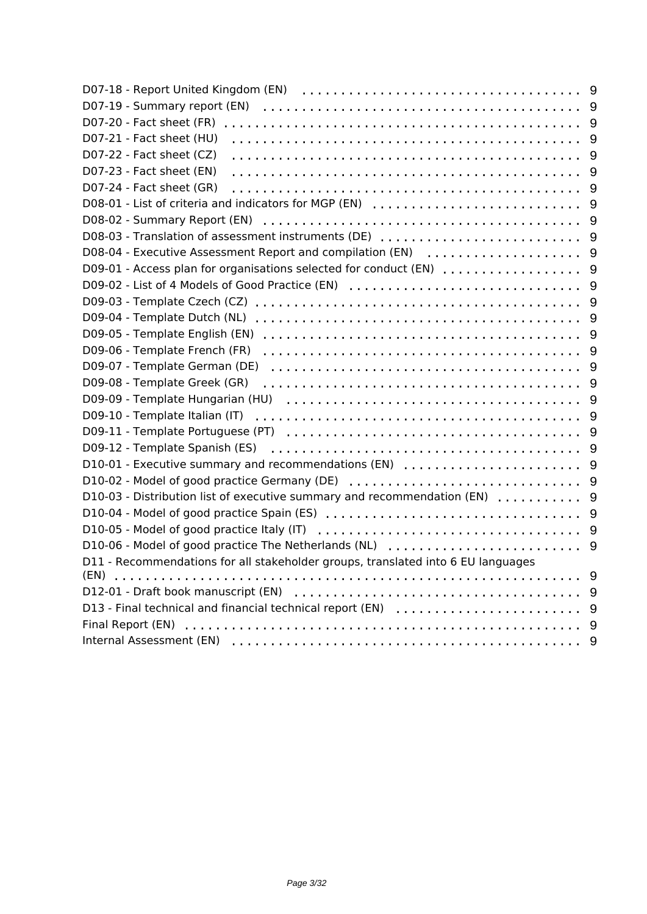D07-18 - Report United Kingdom (EN) . . . . . . . . . . . . . . . . . . . . . . . . . . . . . . . . . . . 9
D07-19 - Summary report (EN) . . . . . . . . . . . . . . . . . . . . . . . . . . . . . . . . . . . . . . 9
D07-20 - Fact sheet (FR) . . . . . . . . . . . . . . . . . . . . . . . . . . . . . . . . . . . . . . . . . 9
D07-21 - Fact sheet (HU) . . . . . . . . . . . . . . . . . . . . . . . . . . . . . . . . . . . . . . . . . 9
D07-22 - Fact sheet (CZ) . . . . . . . . . . . . . . . . . . . . . . . . . . . . . . . . . . . . . . . . . 9
D07-23 - Fact sheet (EN) . . . . . . . . . . . . . . . . . . . . . . . . . . . . . . . . . . . . . . . . . 9
D07-24 - Fact sheet (GR) . . . . . . . . . . . . . . . . . . . . . . . . . . . . . . . . . . . . . . . . . 9
D08-01 - List of criteria and indicators for MGP (EN) . . . . . . . . . . . . . . . . . . . . . . . . . . 9
D08-02 - Summary Report (EN) . . . . . . . . . . . . . . . . . . . . . . . . . . . . . . . . . . . . . . 9
D08-03 - Translation of assessment instruments (DE) . . . . . . . . . . . . . . . . . . . . . . . . . . 9
D08-04 - Executive Assessment Report and compilation (EN) . . . . . . . . . . . . . . . . . . . . 9
D09-01 - Access plan for organisations selected for conduct (EN) . . . . . . . . . . . . . . . . . . 9
D09-02 - List of 4 Models of Good Practice (EN) . . . . . . . . . . . . . . . . . . . . . . . . . . . . . 9
D09-03 - Template Czech (CZ) . . . . . . . . . . . . . . . . . . . . . . . . . . . . . . . . . . . . . . . 9
D09-04 - Template Dutch (NL) . . . . . . . . . . . . . . . . . . . . . . . . . . . . . . . . . . . . . . . 9
D09-05 - Template English (EN) . . . . . . . . . . . . . . . . . . . . . . . . . . . . . . . . . . . . . . 9
D09-06 - Template French (FR) . . . . . . . . . . . . . . . . . . . . . . . . . . . . . . . . . . . . . . 9
D09-07 - Template German (DE) . . . . . . . . . . . . . . . . . . . . . . . . . . . . . . . . . . . . . . 9
D09-08 - Template Greek (GR) . . . . . . . . . . . . . . . . . . . . . . . . . . . . . . . . . . . . . . . 9
D09-09 - Template Hungarian (HU) . . . . . . . . . . . . . . . . . . . . . . . . . . . . . . . . . . . . 9
D09-10 - Template Italian (IT) . . . . . . . . . . . . . . . . . . . . . . . . . . . . . . . . . . . . . . . . 9
D09-11 - Template Portuguese (PT) . . . . . . . . . . . . . . . . . . . . . . . . . . . . . . . . . . . . 9
D09-12 - Template Spanish (ES) . . . . . . . . . . . . . . . . . . . . . . . . . . . . . . . . . . . . . . 9
D10-01 - Executive summary and recommendations (EN) . . . . . . . . . . . . . . . . . . . . . . . 9
D10-02 - Model of good practice Germany (DE) . . . . . . . . . . . . . . . . . . . . . . . . . . . . . 9
D10-03 - Distribution list of executive summary and recommendation (EN) . . . . . . . . . . . 9
D10-04 - Model of good practice Spain (ES) . . . . . . . . . . . . . . . . . . . . . . . . . . . . . . . 9
D10-05 - Model of good practice Italy (IT) . . . . . . . . . . . . . . . . . . . . . . . . . . . . . . . . 9
D10-06 - Model of good practice The Netherlands (NL) . . . . . . . . . . . . . . . . . . . . . . . . 9
D11 - Recommendations for all stakeholder groups, translated into 6 EU languages (EN) . . . . . . . . . . . . . . . . . . . . . . . . . . . . . . . . . . . . . . . . . . . . . . . . . . . 9
D12-01 - Draft book manuscript (EN) . . . . . . . . . . . . . . . . . . . . . . . . . . . . . . . . . . . 9
D13 - Final technical and financial technical report (EN) . . . . . . . . . . . . . . . . . . . . . . . 9
Final Report (EN) . . . . . . . . . . . . . . . . . . . . . . . . . . . . . . . . . . . . . . . . . . . . . . . 9
Internal Assessment (EN) . . . . . . . . . . . . . . . . . . . . . . . . . . . . . . . . . . . . . . . . . . 9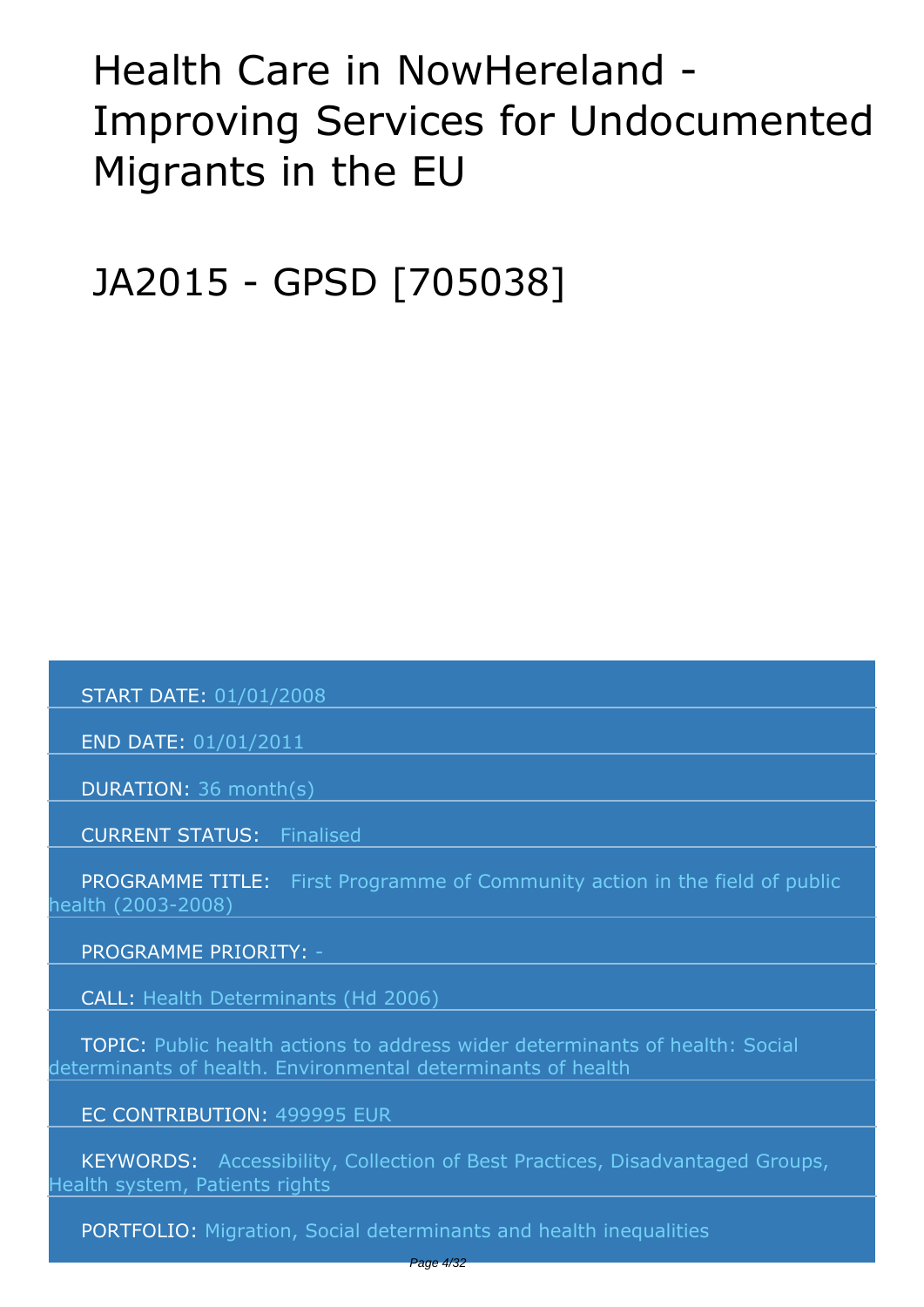# Health Care in NowHereland - Improving Services for Undocumented Migrants in the EU

# JA2015 - GPSD [705038]

START DATE: 01/01/2008

END DATE: 01/01/2011

DURATION: 36 month(s)

CURRENT STATUS: Finalised

PROGRAMME TITLE: First Programme of Community action in the field of public health (2003-2008)

PROGRAMME PRIORITY: -

CALL: Health Determinants (Hd 2006)

TOPIC: Public health actions to address wider determinants of health: Social determinants of health. Environmental determinants of health

EC CONTRIBUTION: 499995 EUR

KEYWORDS: Accessibility, Collection of Best Practices, Disadvantaged Groups, Health system, Patients rights

PORTFOLIO: Migration, Social determinants and health inequalities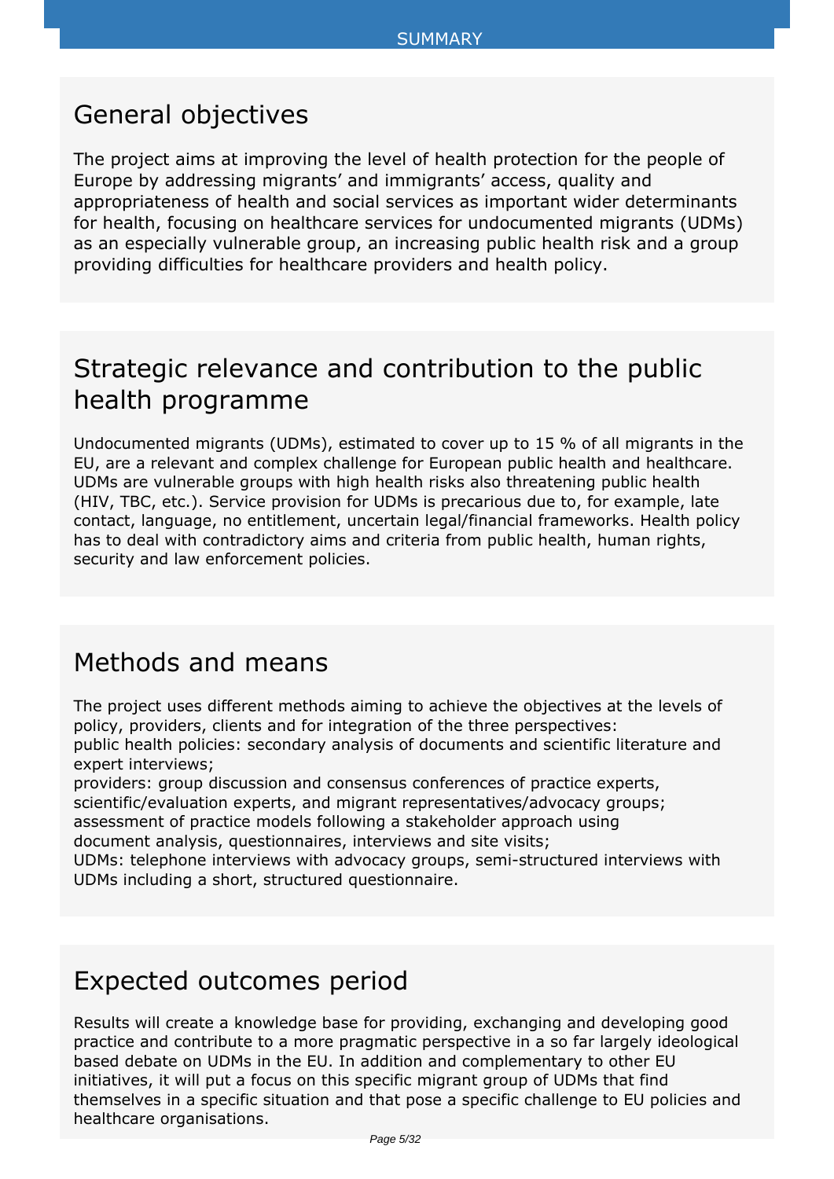# SUMMARY

## General objectives

The project aims at improving the level of health protection for the people of Europe by addressing migrants' and immigrants' access, quality and appropriateness of health and social services as important wider determinants for health, focusing on healthcare services for undocumented migrants (UDMs) as an especially vulnerable group, an increasing public health risk and a group providing difficulties for healthcare providers and health policy.

## Strategic relevance and contribution to the public health programme

Undocumented migrants (UDMs), estimated to cover up to 15 % of all migrants in the EU, are a relevant and complex challenge for European public health and healthcare. UDMs are vulnerable groups with high health risks also threatening public health (HIV, TBC, etc.). Service provision for UDMs is precarious due to, for example, late contact, language, no entitlement, uncertain legal/financial frameworks. Health policy has to deal with contradictory aims and criteria from public health, human rights, security and law enforcement policies.

## Methods and means

The project uses different methods aiming to achieve the objectives at the levels of policy, providers, clients and for integration of the three perspectives:
public health policies: secondary analysis of documents and scientific literature and expert interviews;
providers: group discussion and consensus conferences of practice experts, scientific/evaluation experts, and migrant representatives/advocacy groups; assessment of practice models following a stakeholder approach using document analysis, questionnaires, interviews and site visits;
UDMs: telephone interviews with advocacy groups, semi-structured interviews with UDMs including a short, structured questionnaire.

## Expected outcomes period

Results will create a knowledge base for providing, exchanging and developing good practice and contribute to a more pragmatic perspective in a so far largely ideological based debate on UDMs in the EU. In addition and complementary to other EU initiatives, it will put a focus on this specific migrant group of UDMs that find themselves in a specific situation and that pose a specific challenge to EU policies and healthcare organisations.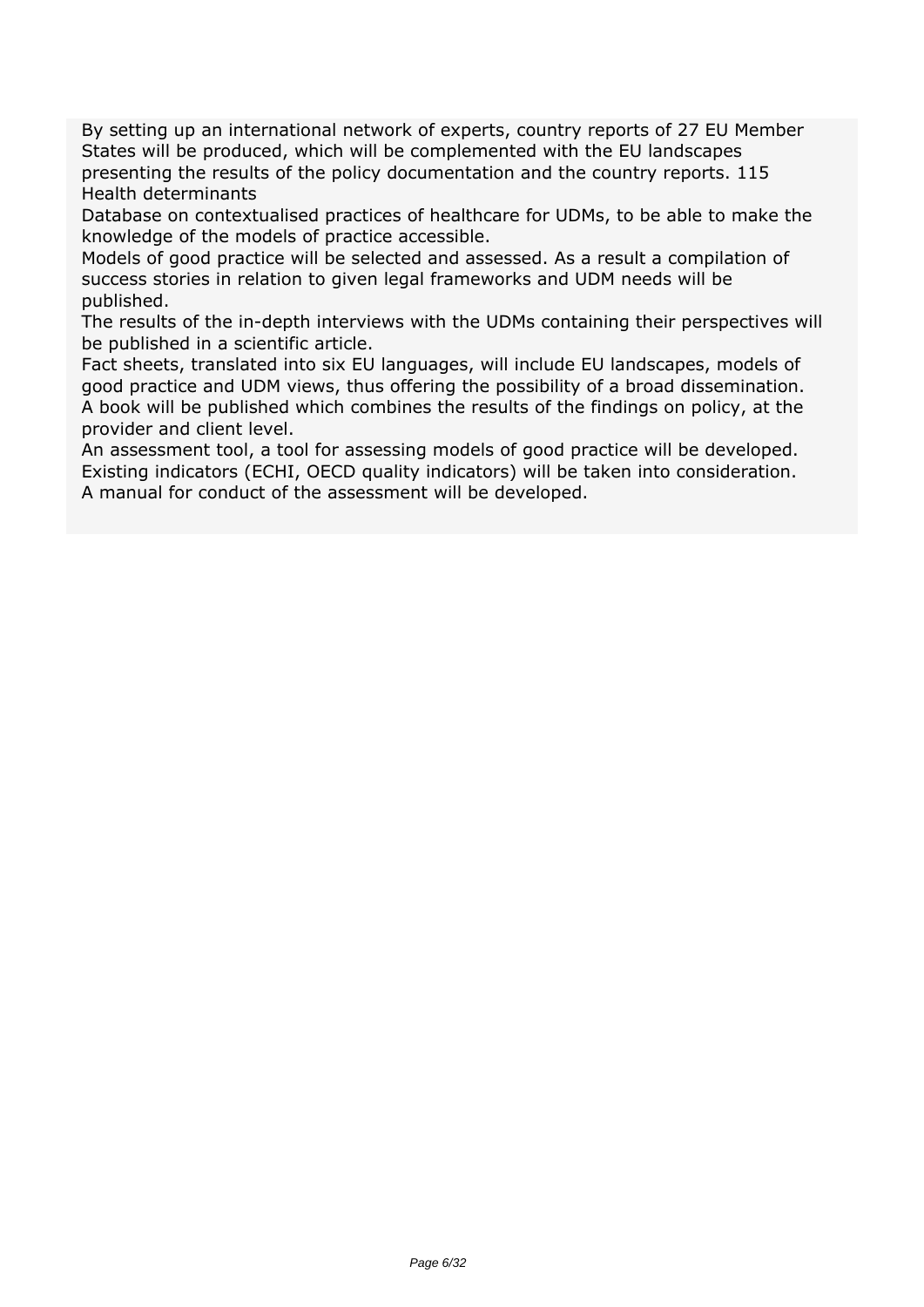By setting up an international network of experts, country reports of 27 EU Member States will be produced, which will be complemented with the EU landscapes presenting the results of the policy documentation and the country reports. 115 Health determinants

Database on contextualised practices of healthcare for UDMs, to be able to make the knowledge of the models of practice accessible.

Models of good practice will be selected and assessed. As a result a compilation of success stories in relation to given legal frameworks and UDM needs will be published.

The results of the in-depth interviews with the UDMs containing their perspectives will be published in a scientific article.

Fact sheets, translated into six EU languages, will include EU landscapes, models of good practice and UDM views, thus offering the possibility of a broad dissemination.

A book will be published which combines the results of the findings on policy, at the provider and client level.

An assessment tool, a tool for assessing models of good practice will be developed. Existing indicators (ECHI, OECD quality indicators) will be taken into consideration. A manual for conduct of the assessment will be developed.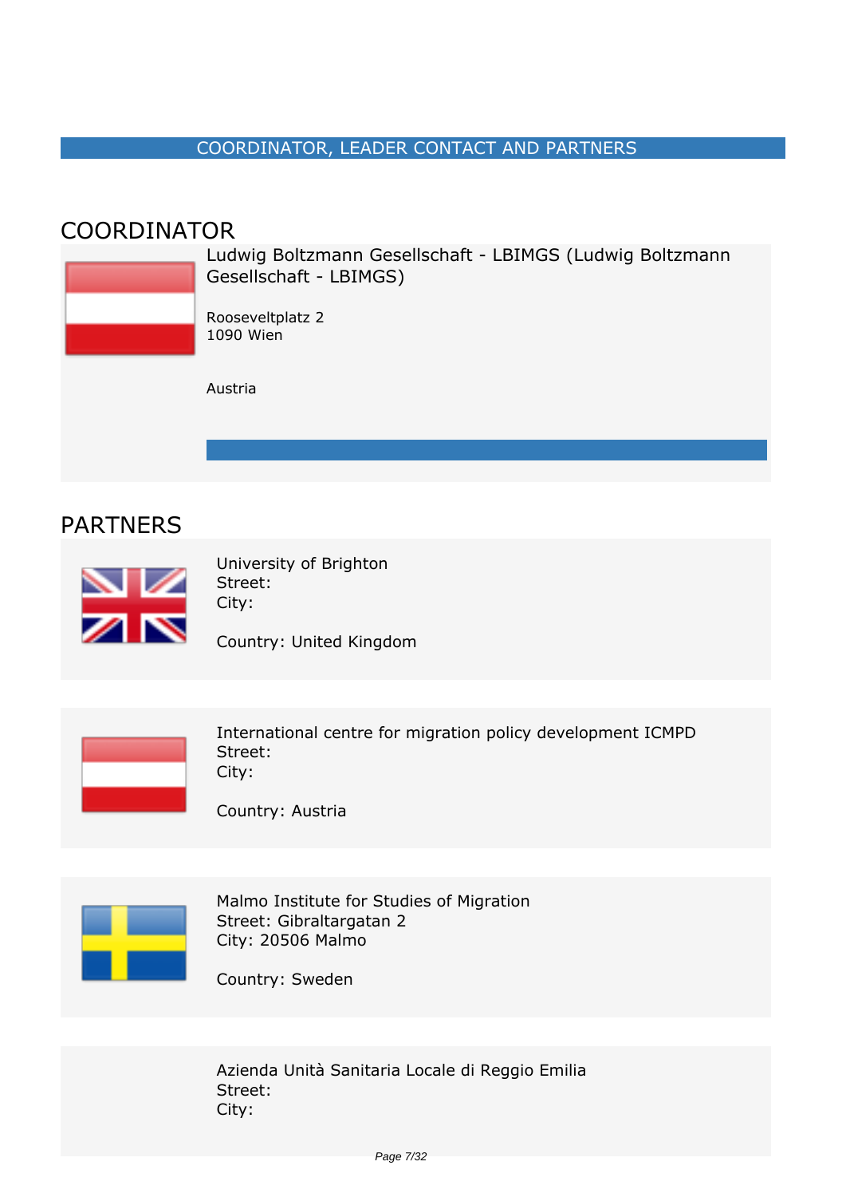## COORDINATOR, LEADER CONTACT AND PARTNERS

# COORDINATOR

Ludwig Boltzmann Gesellschaft - LBIMGS (Ludwig Boltzmann Gesellschaft - LBIMGS)

Rooseveltplatz 2
1090 Wien

Austria

# PARTNERS

University of Brighton
Street:
City:

Country: United Kingdom

International centre for migration policy development ICMPD
Street:
City:

Country: Austria

Malmo Institute for Studies of Migration
Street: Gibraltargatan 2
City: 20506 Malmo

Country: Sweden

Azienda Unità Sanitaria Locale di Reggio Emilia
Street:
City: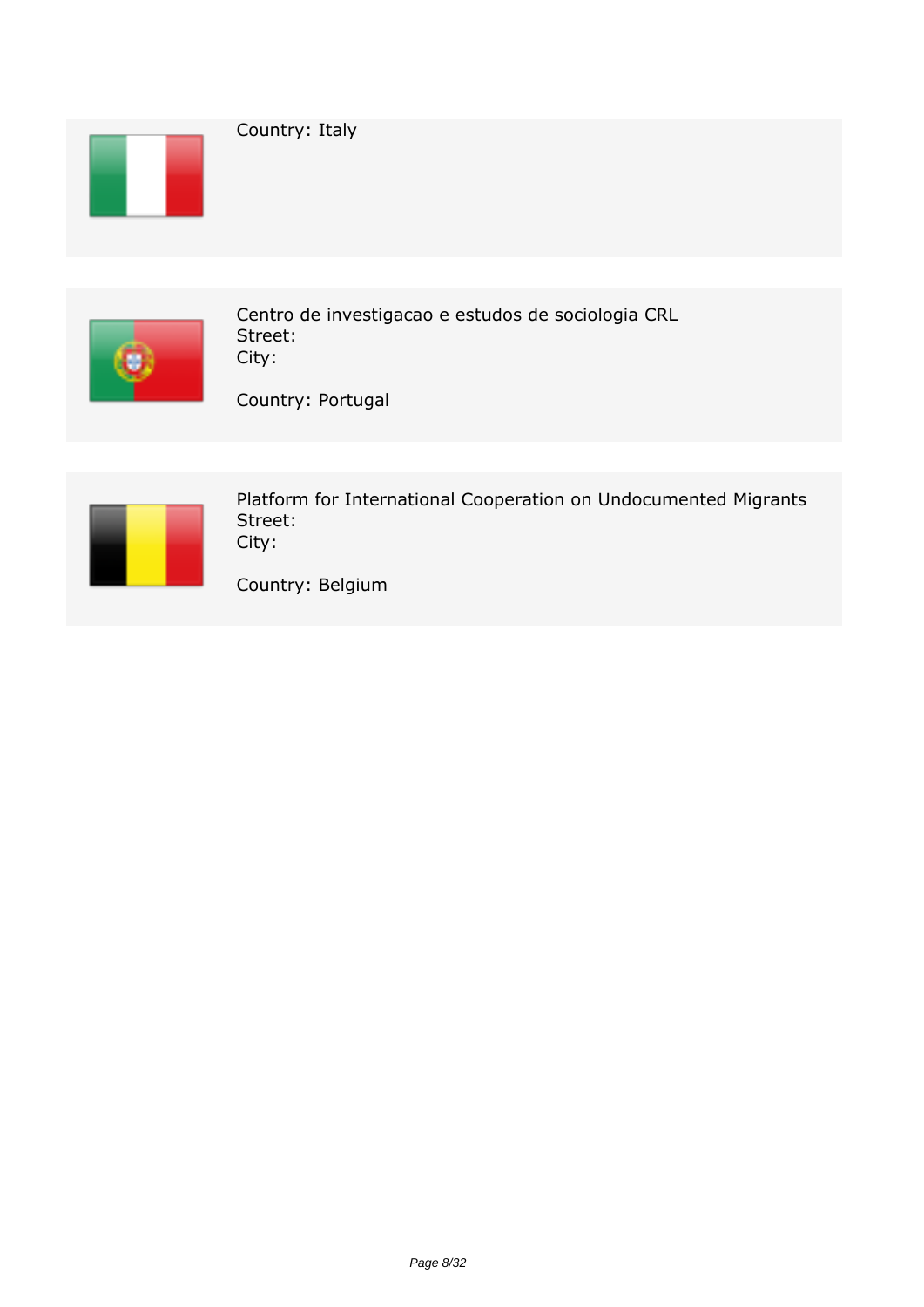Country: Italy

Centro de investigacao e estudos de sociologia CRL
Street:
City:

Country: Portugal

Platform for International Cooperation on Undocumented Migrants
Street:
City:

Country: Belgium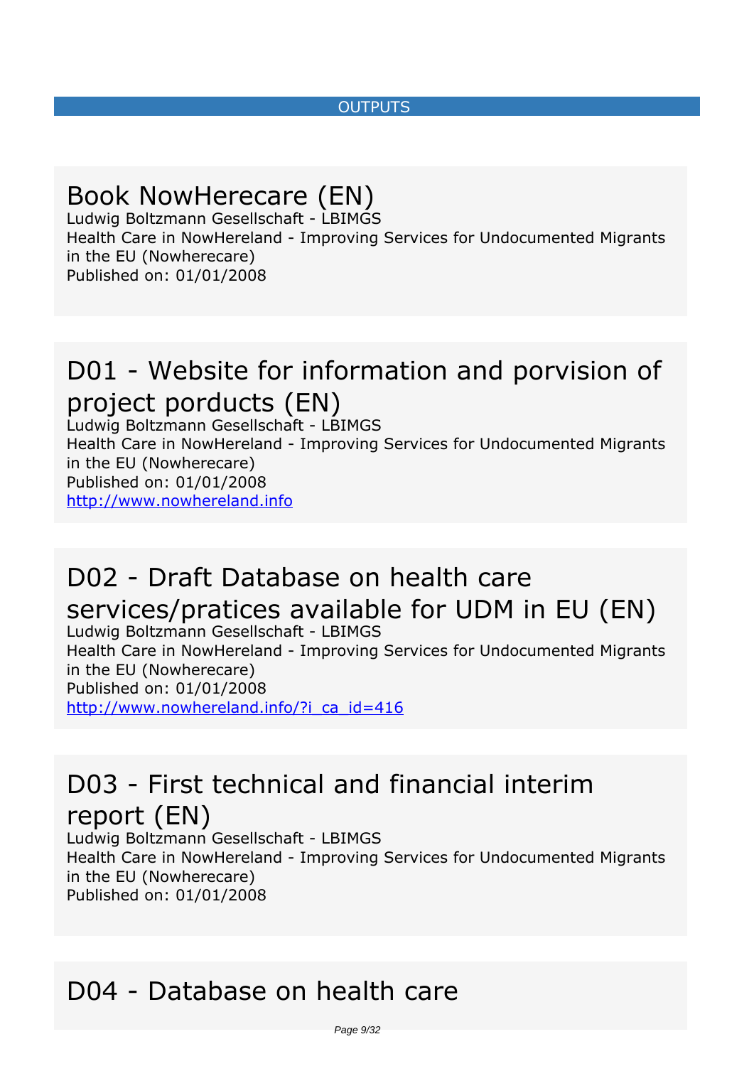OUTPUTS

## Book NowHerecare (EN)

Ludwig Boltzmann Gesellschaft - LBIMGS
Health Care in NowHereland - Improving Services for Undocumented Migrants in the EU (Nowherecare)
Published on: 01/01/2008

## D01 - Website for information and porvision of project porducts (EN)

Ludwig Boltzmann Gesellschaft - LBIMGS
Health Care in NowHereland - Improving Services for Undocumented Migrants in the EU (Nowherecare)
Published on: 01/01/2008
http://www.nowhereland.info

## D02 - Draft Database on health care services/pratices available for UDM in EU (EN)

Ludwig Boltzmann Gesellschaft - LBIMGS
Health Care in NowHereland - Improving Services for Undocumented Migrants in the EU (Nowherecare)
Published on: 01/01/2008
http://www.nowhereland.info/?i_ca_id=416

## D03 - First technical and financial interim report (EN)

Ludwig Boltzmann Gesellschaft - LBIMGS
Health Care in NowHereland - Improving Services for Undocumented Migrants in the EU (Nowherecare)
Published on: 01/01/2008

## D04 - Database on health care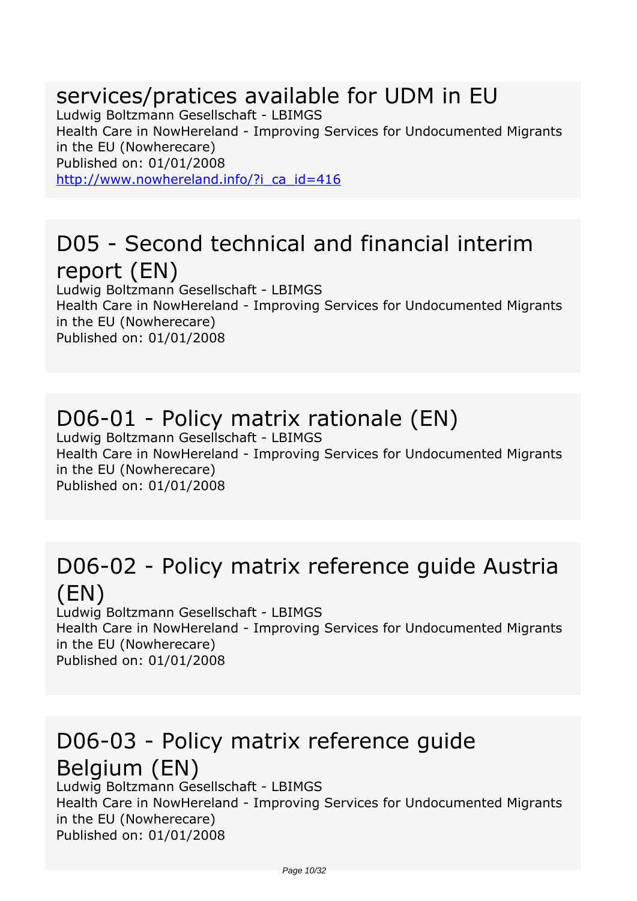## services/pratices available for UDM in EU

Ludwig Boltzmann Gesellschaft - LBIMGS
Health Care in NowHereland - Improving Services for Undocumented Migrants in the EU (Nowherecare)
Published on: 01/01/2008
http://www.nowhereland.info/?i_ca_id=416

## D05 - Second technical and financial interim report (EN)

Ludwig Boltzmann Gesellschaft - LBIMGS
Health Care in NowHereland - Improving Services for Undocumented Migrants in the EU (Nowherecare)
Published on: 01/01/2008

## D06-01 - Policy matrix rationale (EN)

Ludwig Boltzmann Gesellschaft - LBIMGS
Health Care in NowHereland - Improving Services for Undocumented Migrants in the EU (Nowherecare)
Published on: 01/01/2008

## D06-02 - Policy matrix reference guide Austria (EN)

Ludwig Boltzmann Gesellschaft - LBIMGS
Health Care in NowHereland - Improving Services for Undocumented Migrants in the EU (Nowherecare)
Published on: 01/01/2008

## D06-03 - Policy matrix reference guide Belgium (EN)

Ludwig Boltzmann Gesellschaft - LBIMGS
Health Care in NowHereland - Improving Services for Undocumented Migrants in the EU (Nowherecare)
Published on: 01/01/2008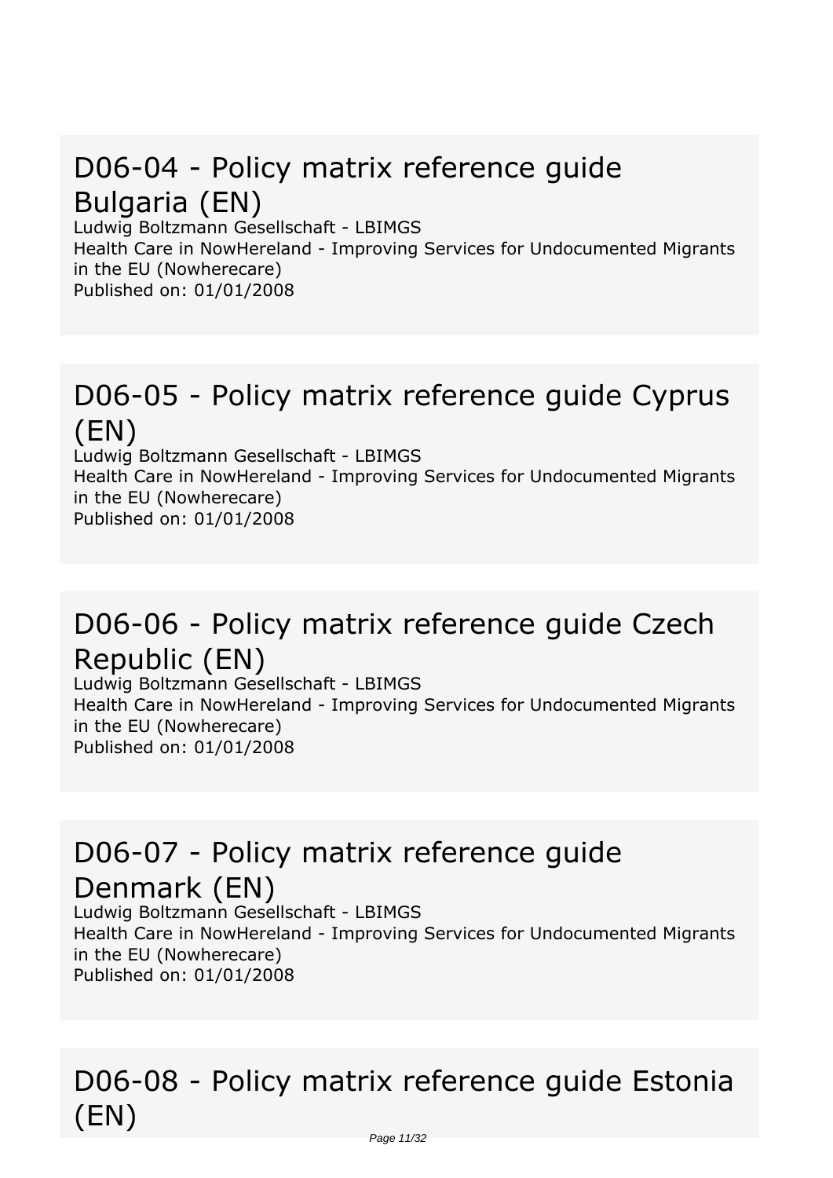## D06-04 - Policy matrix reference guide Bulgaria (EN)

Ludwig Boltzmann Gesellschaft - LBIMGS
Health Care in NowHereland - Improving Services for Undocumented Migrants in the EU (Nowherecare)
Published on: 01/01/2008

## D06-05 - Policy matrix reference guide Cyprus (EN)

Ludwig Boltzmann Gesellschaft - LBIMGS
Health Care in NowHereland - Improving Services for Undocumented Migrants in the EU (Nowherecare)
Published on: 01/01/2008

## D06-06 - Policy matrix reference guide Czech Republic (EN)

Ludwig Boltzmann Gesellschaft - LBIMGS
Health Care in NowHereland - Improving Services for Undocumented Migrants in the EU (Nowherecare)
Published on: 01/01/2008

## D06-07 - Policy matrix reference guide Denmark (EN)

Ludwig Boltzmann Gesellschaft - LBIMGS
Health Care in NowHereland - Improving Services for Undocumented Migrants in the EU (Nowherecare)
Published on: 01/01/2008

## D06-08 - Policy matrix reference guide Estonia (EN)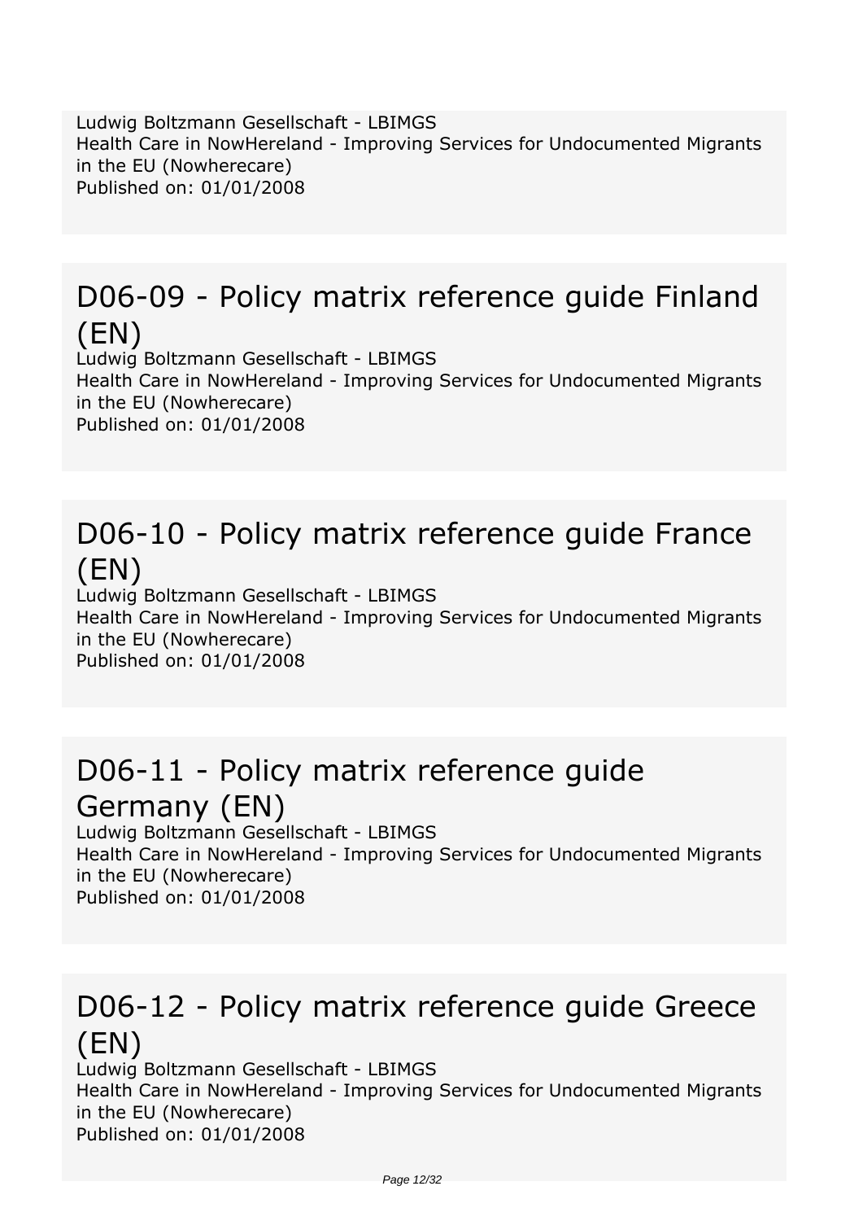Ludwig Boltzmann Gesellschaft - LBIMGS
Health Care in NowHereland - Improving Services for Undocumented Migrants in the EU (Nowherecare)
Published on: 01/01/2008

## D06-09 - Policy matrix reference guide Finland (EN)

Ludwig Boltzmann Gesellschaft - LBIMGS
Health Care in NowHereland - Improving Services for Undocumented Migrants in the EU (Nowherecare)
Published on: 01/01/2008

## D06-10 - Policy matrix reference guide France (EN)

Ludwig Boltzmann Gesellschaft - LBIMGS
Health Care in NowHereland - Improving Services for Undocumented Migrants in the EU (Nowherecare)
Published on: 01/01/2008

## D06-11 - Policy matrix reference guide Germany (EN)

Ludwig Boltzmann Gesellschaft - LBIMGS
Health Care in NowHereland - Improving Services for Undocumented Migrants in the EU (Nowherecare)
Published on: 01/01/2008

## D06-12 - Policy matrix reference guide Greece (EN)

Ludwig Boltzmann Gesellschaft - LBIMGS
Health Care in NowHereland - Improving Services for Undocumented Migrants in the EU (Nowherecare)
Published on: 01/01/2008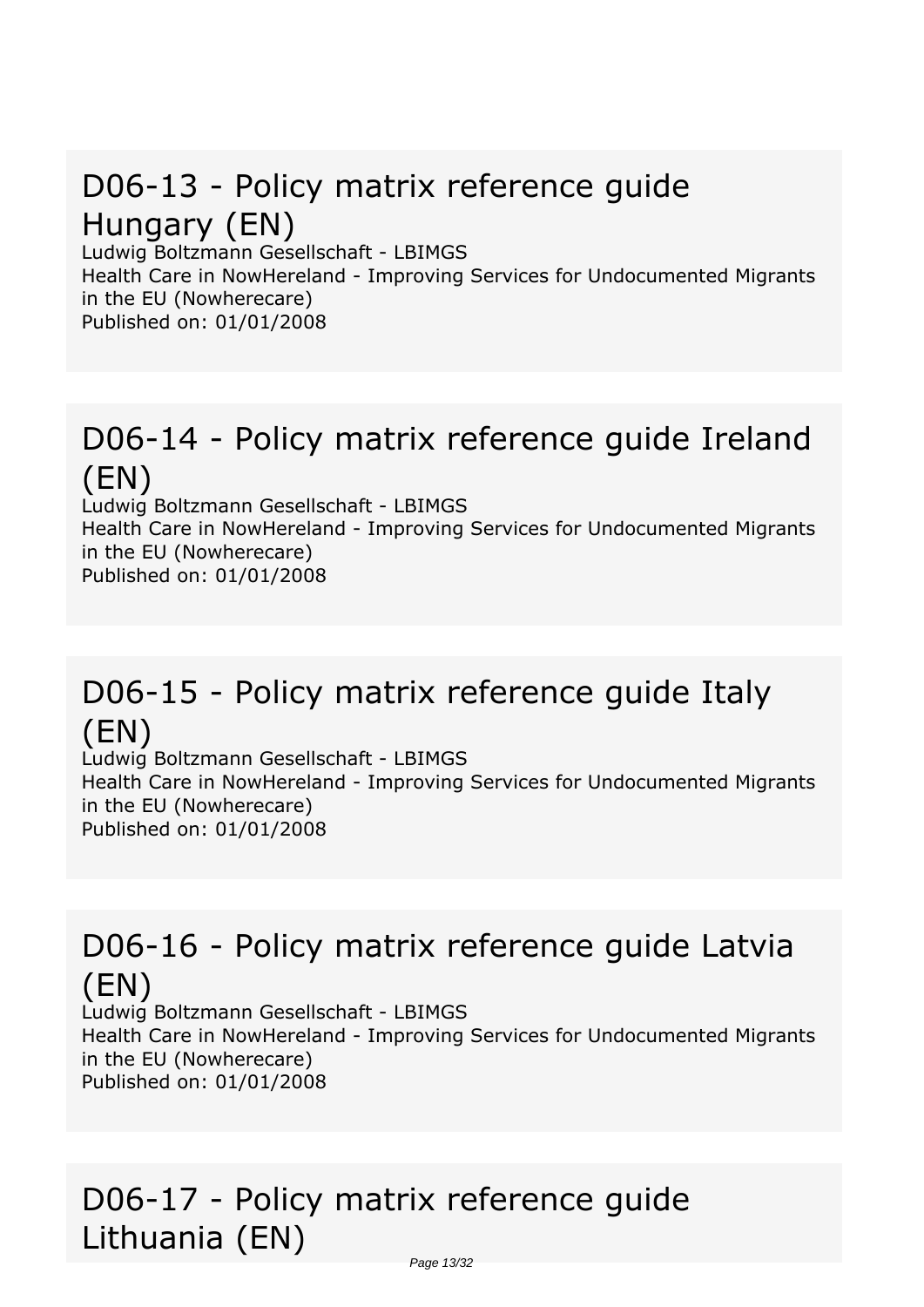# D06-13 - Policy matrix reference guide Hungary (EN)

Ludwig Boltzmann Gesellschaft - LBIMGS
Health Care in NowHereland - Improving Services for Undocumented Migrants in the EU (Nowherecare)
Published on: 01/01/2008

# D06-14 - Policy matrix reference guide Ireland (EN)

Ludwig Boltzmann Gesellschaft - LBIMGS
Health Care in NowHereland - Improving Services for Undocumented Migrants in the EU (Nowherecare)
Published on: 01/01/2008

# D06-15 - Policy matrix reference guide Italy (EN)

Ludwig Boltzmann Gesellschaft - LBIMGS
Health Care in NowHereland - Improving Services for Undocumented Migrants in the EU (Nowherecare)
Published on: 01/01/2008

# D06-16 - Policy matrix reference guide Latvia (EN)

Ludwig Boltzmann Gesellschaft - LBIMGS
Health Care in NowHereland - Improving Services for Undocumented Migrants in the EU (Nowherecare)
Published on: 01/01/2008

# D06-17 - Policy matrix reference guide Lithuania (EN)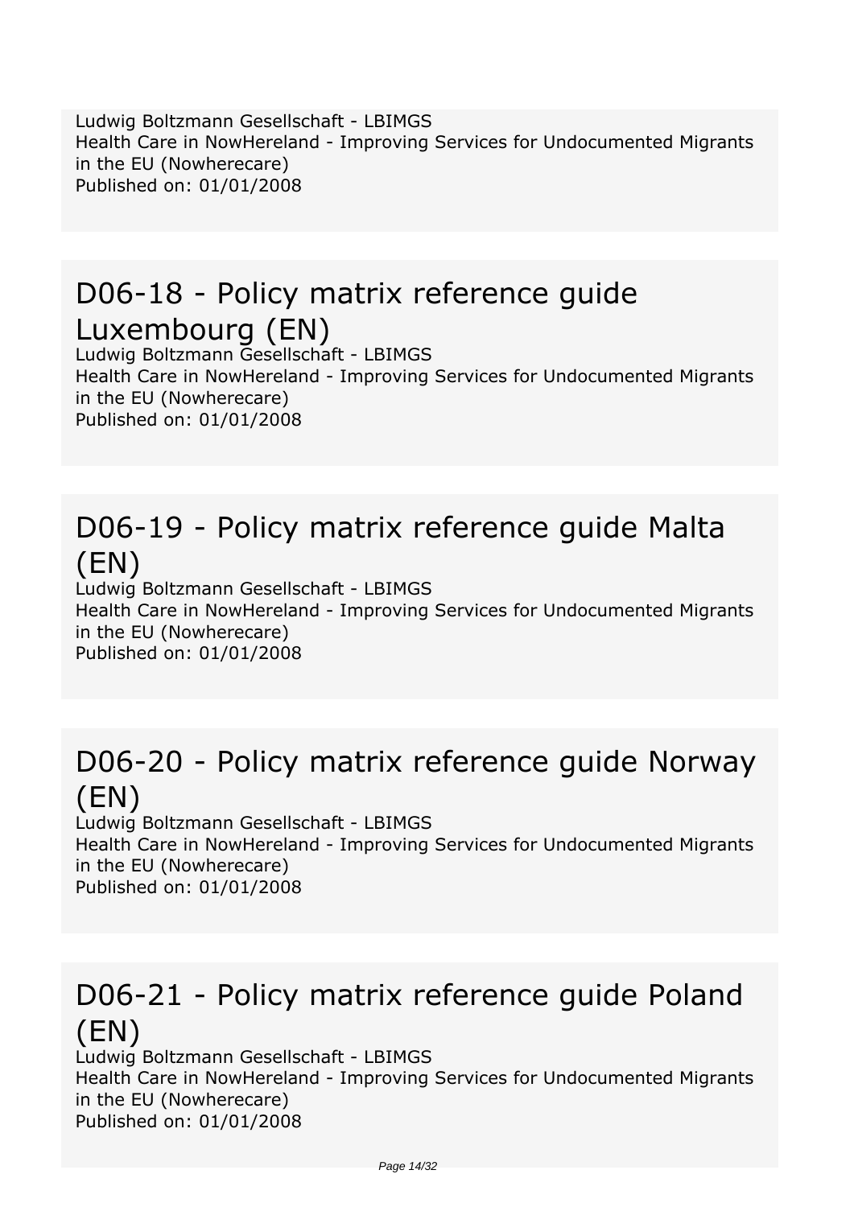Ludwig Boltzmann Gesellschaft - LBIMGS
Health Care in NowHereland - Improving Services for Undocumented Migrants in the EU (Nowherecare)
Published on: 01/01/2008

## D06-18 - Policy matrix reference guide Luxembourg (EN)

Ludwig Boltzmann Gesellschaft - LBIMGS
Health Care in NowHereland - Improving Services for Undocumented Migrants in the EU (Nowherecare)
Published on: 01/01/2008

## D06-19 - Policy matrix reference guide Malta (EN)

Ludwig Boltzmann Gesellschaft - LBIMGS
Health Care in NowHereland - Improving Services for Undocumented Migrants in the EU (Nowherecare)
Published on: 01/01/2008

## D06-20 - Policy matrix reference guide Norway (EN)

Ludwig Boltzmann Gesellschaft - LBIMGS
Health Care in NowHereland - Improving Services for Undocumented Migrants in the EU (Nowherecare)
Published on: 01/01/2008

## D06-21 - Policy matrix reference guide Poland (EN)

Ludwig Boltzmann Gesellschaft - LBIMGS
Health Care in NowHereland - Improving Services for Undocumented Migrants in the EU (Nowherecare)
Published on: 01/01/2008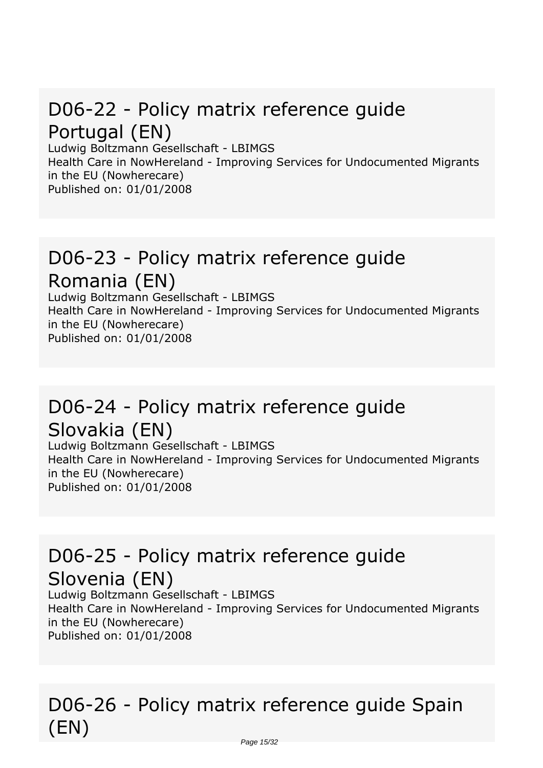# D06-22 - Policy matrix reference guide Portugal (EN)

Ludwig Boltzmann Gesellschaft - LBIMGS
Health Care in NowHereland - Improving Services for Undocumented Migrants in the EU (Nowherecare)
Published on: 01/01/2008

# D06-23 - Policy matrix reference guide Romania (EN)

Ludwig Boltzmann Gesellschaft - LBIMGS
Health Care in NowHereland - Improving Services for Undocumented Migrants in the EU (Nowherecare)
Published on: 01/01/2008

# D06-24 - Policy matrix reference guide Slovakia (EN)

Ludwig Boltzmann Gesellschaft - LBIMGS
Health Care in NowHereland - Improving Services for Undocumented Migrants in the EU (Nowherecare)
Published on: 01/01/2008

# D06-25 - Policy matrix reference guide Slovenia (EN)

Ludwig Boltzmann Gesellschaft - LBIMGS
Health Care in NowHereland - Improving Services for Undocumented Migrants in the EU (Nowherecare)
Published on: 01/01/2008

# D06-26 - Policy matrix reference guide Spain (EN)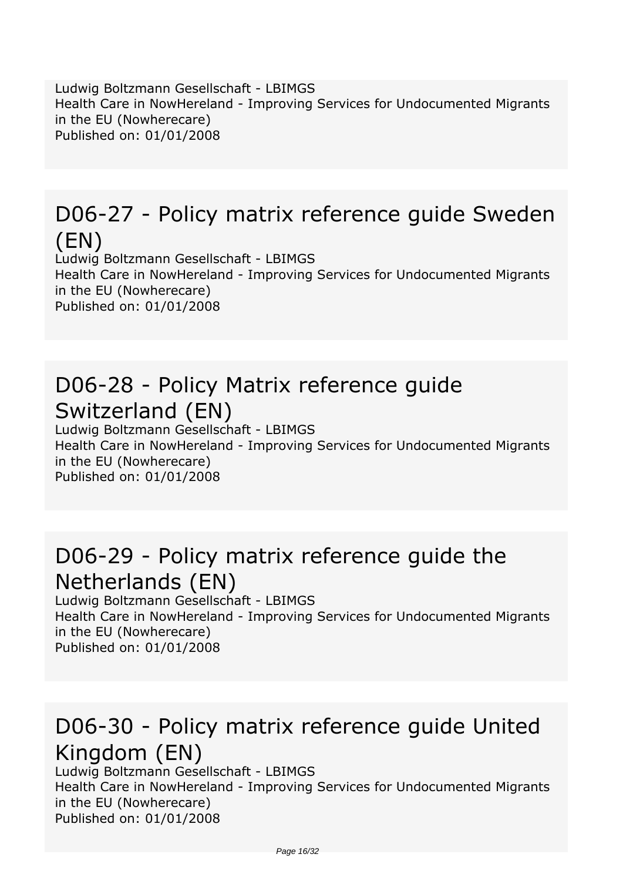Ludwig Boltzmann Gesellschaft - LBIMGS
Health Care in NowHereland - Improving Services for Undocumented Migrants in the EU (Nowherecare)
Published on: 01/01/2008

## D06-27 - Policy matrix reference guide Sweden (EN)

Ludwig Boltzmann Gesellschaft - LBIMGS
Health Care in NowHereland - Improving Services for Undocumented Migrants in the EU (Nowherecare)
Published on: 01/01/2008

## D06-28 - Policy Matrix reference guide Switzerland (EN)

Ludwig Boltzmann Gesellschaft - LBIMGS
Health Care in NowHereland - Improving Services for Undocumented Migrants in the EU (Nowherecare)
Published on: 01/01/2008

## D06-29 - Policy matrix reference guide the Netherlands (EN)

Ludwig Boltzmann Gesellschaft - LBIMGS
Health Care in NowHereland - Improving Services for Undocumented Migrants in the EU (Nowherecare)
Published on: 01/01/2008

## D06-30 - Policy matrix reference guide United Kingdom (EN)

Ludwig Boltzmann Gesellschaft - LBIMGS
Health Care in NowHereland - Improving Services for Undocumented Migrants in the EU (Nowherecare)
Published on: 01/01/2008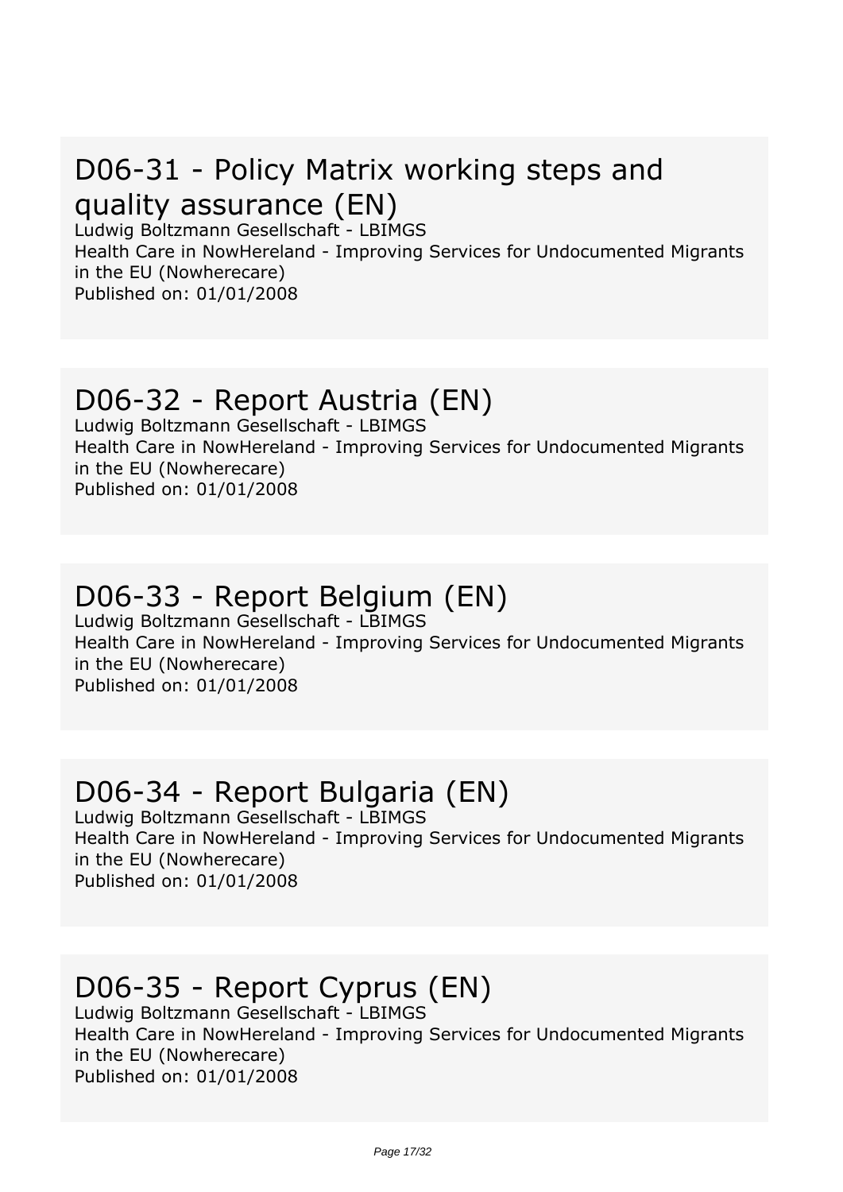## D06-31 - Policy Matrix working steps and quality assurance (EN)

Ludwig Boltzmann Gesellschaft - LBIMGS
Health Care in NowHereland - Improving Services for Undocumented Migrants in the EU (Nowherecare)
Published on: 01/01/2008

## D06-32 - Report Austria (EN)

Ludwig Boltzmann Gesellschaft - LBIMGS
Health Care in NowHereland - Improving Services for Undocumented Migrants in the EU (Nowherecare)
Published on: 01/01/2008

## D06-33 - Report Belgium (EN)

Ludwig Boltzmann Gesellschaft - LBIMGS
Health Care in NowHereland - Improving Services for Undocumented Migrants in the EU (Nowherecare)
Published on: 01/01/2008

## D06-34 - Report Bulgaria (EN)

Ludwig Boltzmann Gesellschaft - LBIMGS
Health Care in NowHereland - Improving Services for Undocumented Migrants in the EU (Nowherecare)
Published on: 01/01/2008

## D06-35 - Report Cyprus (EN)

Ludwig Boltzmann Gesellschaft - LBIMGS
Health Care in NowHereland - Improving Services for Undocumented Migrants in the EU (Nowherecare)
Published on: 01/01/2008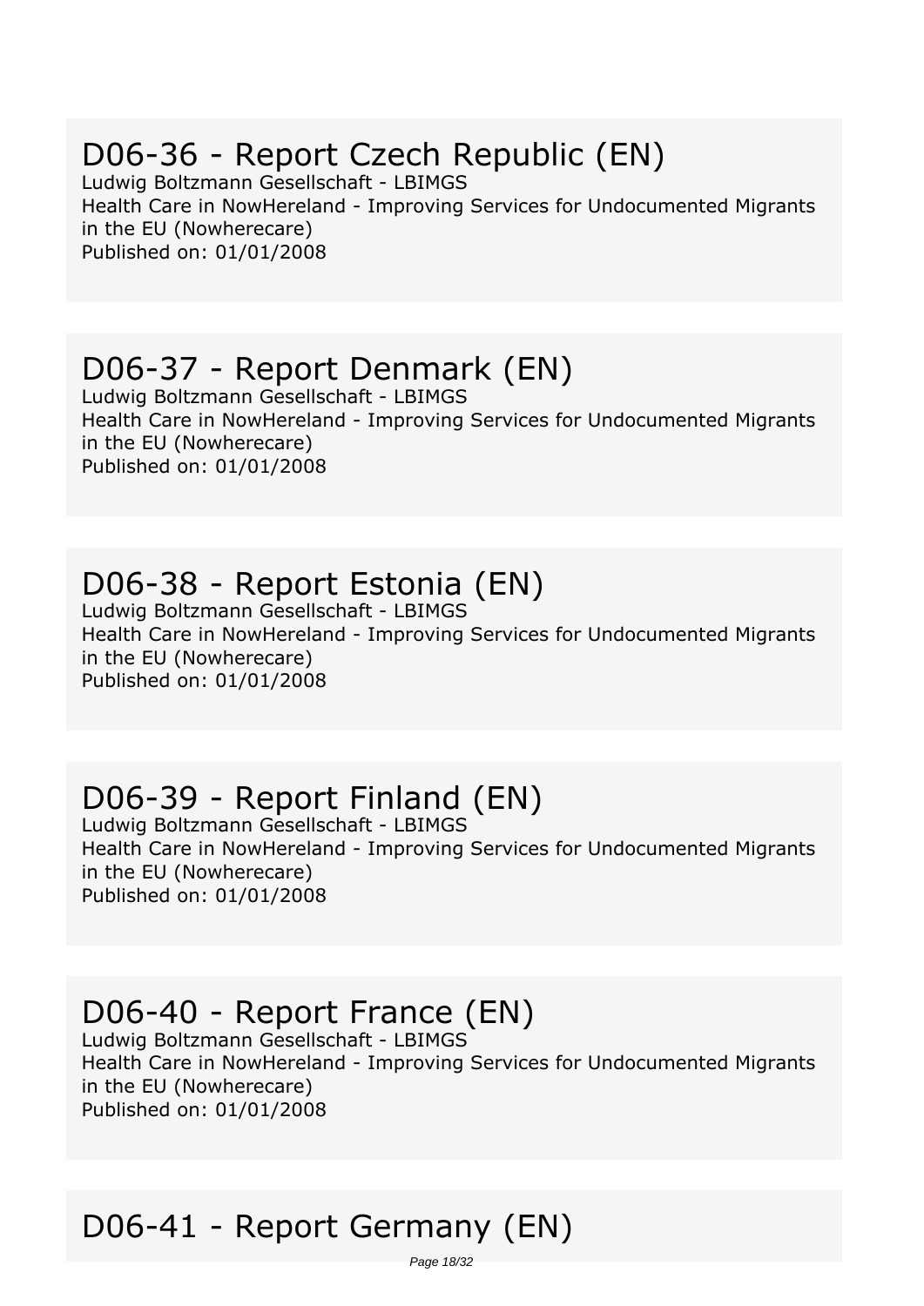## D06-36 - Report Czech Republic (EN)

Ludwig Boltzmann Gesellschaft - LBIMGS
Health Care in NowHereland - Improving Services for Undocumented Migrants in the EU (Nowherecare)
Published on: 01/01/2008

## D06-37 - Report Denmark (EN)

Ludwig Boltzmann Gesellschaft - LBIMGS
Health Care in NowHereland - Improving Services for Undocumented Migrants in the EU (Nowherecare)
Published on: 01/01/2008

## D06-38 - Report Estonia (EN)

Ludwig Boltzmann Gesellschaft - LBIMGS
Health Care in NowHereland - Improving Services for Undocumented Migrants in the EU (Nowherecare)
Published on: 01/01/2008

## D06-39 - Report Finland (EN)

Ludwig Boltzmann Gesellschaft - LBIMGS
Health Care in NowHereland - Improving Services for Undocumented Migrants in the EU (Nowherecare)
Published on: 01/01/2008

## D06-40 - Report France (EN)

Ludwig Boltzmann Gesellschaft - LBIMGS
Health Care in NowHereland - Improving Services for Undocumented Migrants in the EU (Nowherecare)
Published on: 01/01/2008

## D06-41 - Report Germany (EN)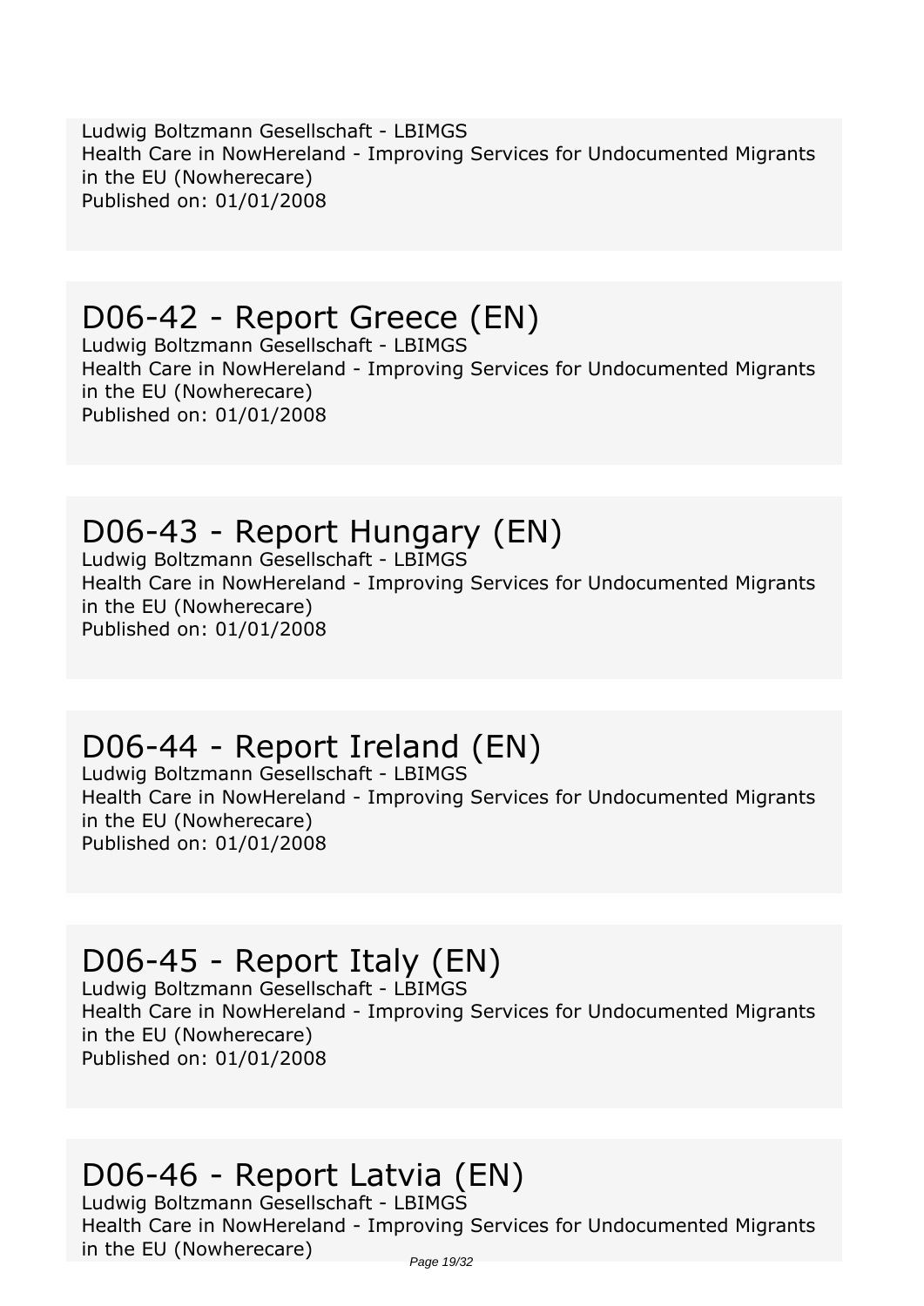Ludwig Boltzmann Gesellschaft - LBIMGS
Health Care in NowHereland - Improving Services for Undocumented Migrants in the EU (Nowherecare)
Published on: 01/01/2008

# D06-42 - Report Greece (EN)

Ludwig Boltzmann Gesellschaft - LBIMGS
Health Care in NowHereland - Improving Services for Undocumented Migrants in the EU (Nowherecare)
Published on: 01/01/2008

# D06-43 - Report Hungary (EN)

Ludwig Boltzmann Gesellschaft - LBIMGS
Health Care in NowHereland - Improving Services for Undocumented Migrants in the EU (Nowherecare)
Published on: 01/01/2008

# D06-44 - Report Ireland (EN)

Ludwig Boltzmann Gesellschaft - LBIMGS
Health Care in NowHereland - Improving Services for Undocumented Migrants in the EU (Nowherecare)
Published on: 01/01/2008

# D06-45 - Report Italy (EN)

Ludwig Boltzmann Gesellschaft - LBIMGS
Health Care in NowHereland - Improving Services for Undocumented Migrants in the EU (Nowherecare)
Published on: 01/01/2008

# D06-46 - Report Latvia (EN)

Ludwig Boltzmann Gesellschaft - LBIMGS
Health Care in NowHereland - Improving Services for Undocumented Migrants in the EU (Nowherecare)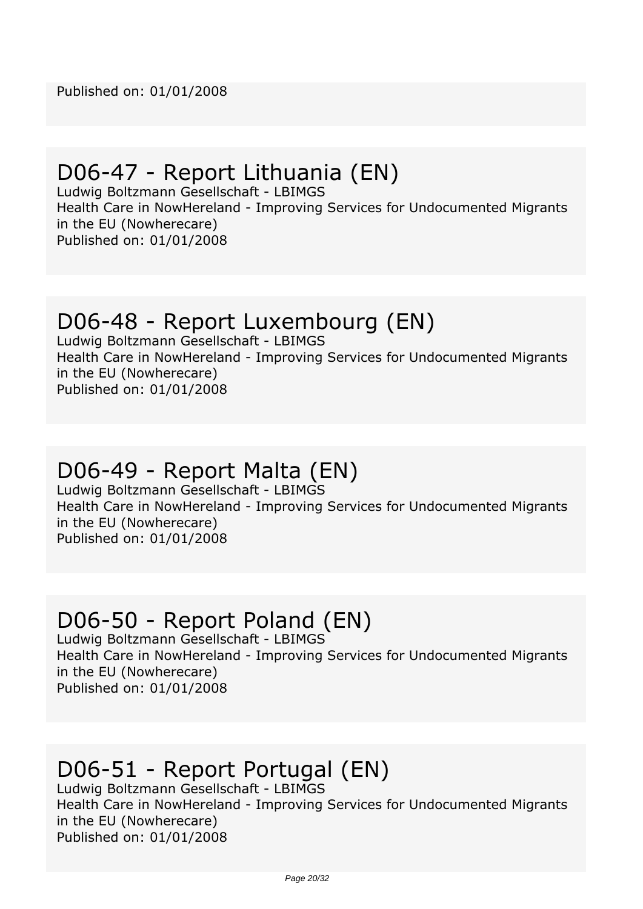Published on: 01/01/2008

## D06-47 - Report Lithuania (EN)

Ludwig Boltzmann Gesellschaft - LBIMGS
Health Care in NowHereland - Improving Services for Undocumented Migrants in the EU (Nowherecare)
Published on: 01/01/2008

## D06-48 - Report Luxembourg (EN)

Ludwig Boltzmann Gesellschaft - LBIMGS
Health Care in NowHereland - Improving Services for Undocumented Migrants in the EU (Nowherecare)
Published on: 01/01/2008

## D06-49 - Report Malta (EN)

Ludwig Boltzmann Gesellschaft - LBIMGS
Health Care in NowHereland - Improving Services for Undocumented Migrants in the EU (Nowherecare)
Published on: 01/01/2008

## D06-50 - Report Poland (EN)

Ludwig Boltzmann Gesellschaft - LBIMGS
Health Care in NowHereland - Improving Services for Undocumented Migrants in the EU (Nowherecare)
Published on: 01/01/2008

## D06-51 - Report Portugal (EN)

Ludwig Boltzmann Gesellschaft - LBIMGS
Health Care in NowHereland - Improving Services for Undocumented Migrants in the EU (Nowherecare)
Published on: 01/01/2008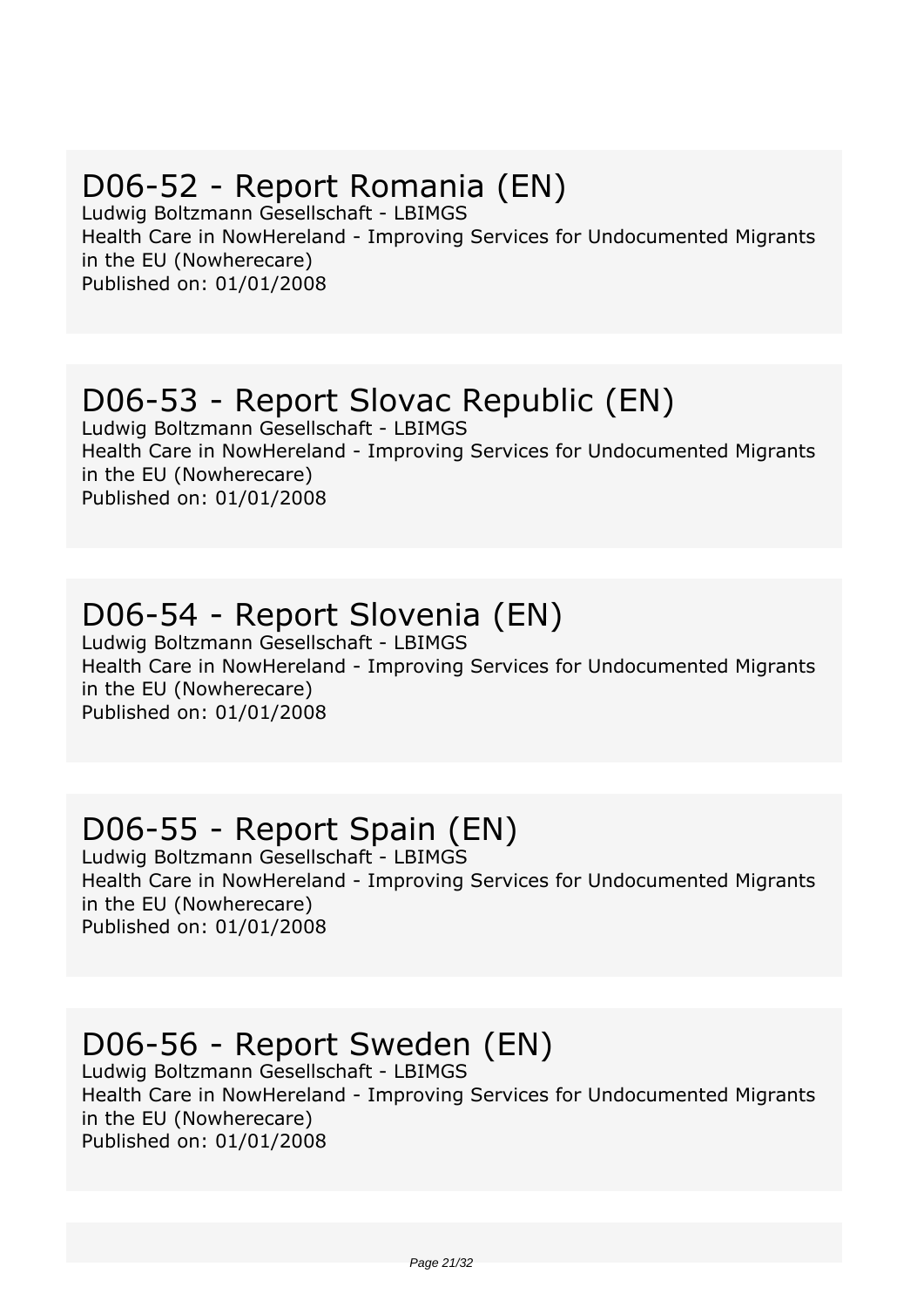## D06-52 - Report Romania (EN)

Ludwig Boltzmann Gesellschaft - LBIMGS
Health Care in NowHereland - Improving Services for Undocumented Migrants in the EU (Nowherecare)
Published on: 01/01/2008

## D06-53 - Report Slovac Republic (EN)

Ludwig Boltzmann Gesellschaft - LBIMGS
Health Care in NowHereland - Improving Services for Undocumented Migrants in the EU (Nowherecare)
Published on: 01/01/2008

## D06-54 - Report Slovenia (EN)

Ludwig Boltzmann Gesellschaft - LBIMGS
Health Care in NowHereland - Improving Services for Undocumented Migrants in the EU (Nowherecare)
Published on: 01/01/2008

## D06-55 - Report Spain (EN)

Ludwig Boltzmann Gesellschaft - LBIMGS
Health Care in NowHereland - Improving Services for Undocumented Migrants in the EU (Nowherecare)
Published on: 01/01/2008

## D06-56 - Report Sweden (EN)

Ludwig Boltzmann Gesellschaft - LBIMGS
Health Care in NowHereland - Improving Services for Undocumented Migrants in the EU (Nowherecare)
Published on: 01/01/2008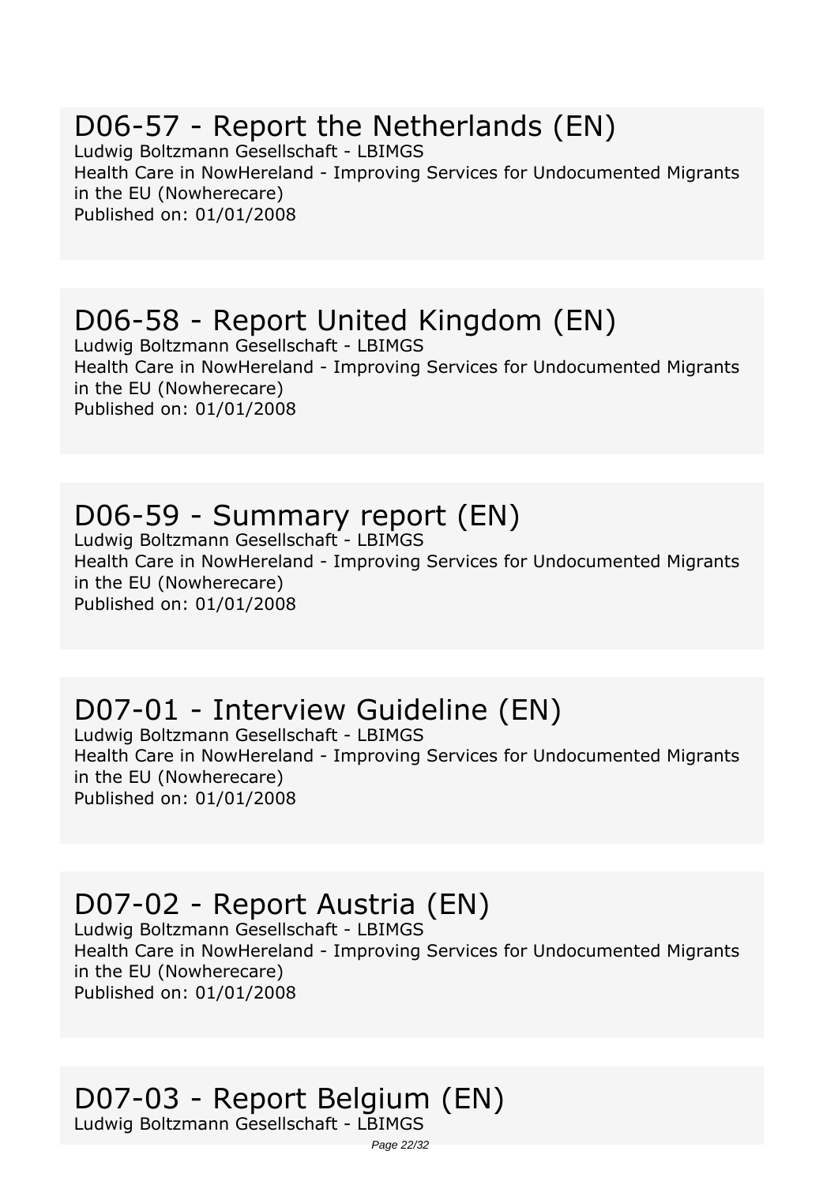# D06-57 - Report the Netherlands (EN)

Ludwig Boltzmann Gesellschaft - LBIMGS
Health Care in NowHereland - Improving Services for Undocumented Migrants in the EU (Nowherecare)
Published on: 01/01/2008

# D06-58 - Report United Kingdom (EN)

Ludwig Boltzmann Gesellschaft - LBIMGS
Health Care in NowHereland - Improving Services for Undocumented Migrants in the EU (Nowherecare)
Published on: 01/01/2008

# D06-59 - Summary report (EN)

Ludwig Boltzmann Gesellschaft - LBIMGS
Health Care in NowHereland - Improving Services for Undocumented Migrants in the EU (Nowherecare)
Published on: 01/01/2008

# D07-01 - Interview Guideline (EN)

Ludwig Boltzmann Gesellschaft - LBIMGS
Health Care in NowHereland - Improving Services for Undocumented Migrants in the EU (Nowherecare)
Published on: 01/01/2008

# D07-02 - Report Austria (EN)

Ludwig Boltzmann Gesellschaft - LBIMGS
Health Care in NowHereland - Improving Services for Undocumented Migrants in the EU (Nowherecare)
Published on: 01/01/2008

# D07-03 - Report Belgium (EN)

Ludwig Boltzmann Gesellschaft - LBIMGS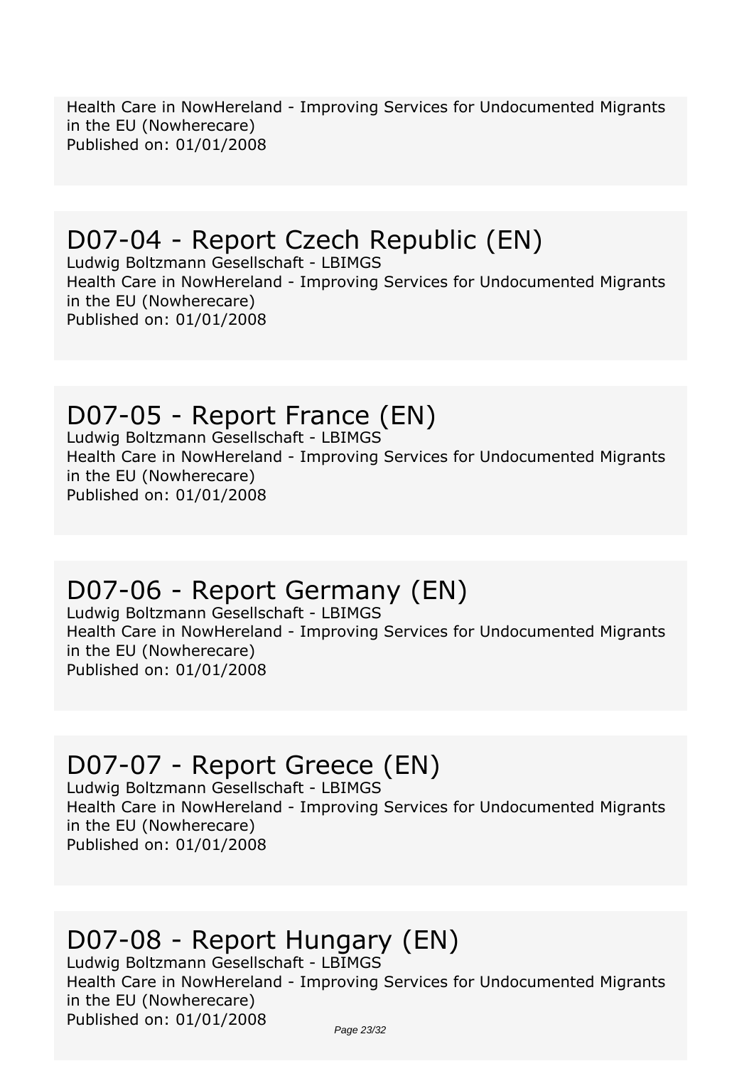Health Care in NowHereland - Improving Services for Undocumented Migrants in the EU (Nowherecare)
Published on: 01/01/2008

## D07-04 - Report Czech Republic (EN)

Ludwig Boltzmann Gesellschaft - LBIMGS
Health Care in NowHereland - Improving Services for Undocumented Migrants in the EU (Nowherecare)
Published on: 01/01/2008

## D07-05 - Report France (EN)

Ludwig Boltzmann Gesellschaft - LBIMGS
Health Care in NowHereland - Improving Services for Undocumented Migrants in the EU (Nowherecare)
Published on: 01/01/2008

## D07-06 - Report Germany (EN)

Ludwig Boltzmann Gesellschaft - LBIMGS
Health Care in NowHereland - Improving Services for Undocumented Migrants in the EU (Nowherecare)
Published on: 01/01/2008

## D07-07 - Report Greece (EN)

Ludwig Boltzmann Gesellschaft - LBIMGS
Health Care in NowHereland - Improving Services for Undocumented Migrants in the EU (Nowherecare)
Published on: 01/01/2008

## D07-08 - Report Hungary (EN)

Ludwig Boltzmann Gesellschaft - LBIMGS
Health Care in NowHereland - Improving Services for Undocumented Migrants in the EU (Nowherecare)
Published on: 01/01/2008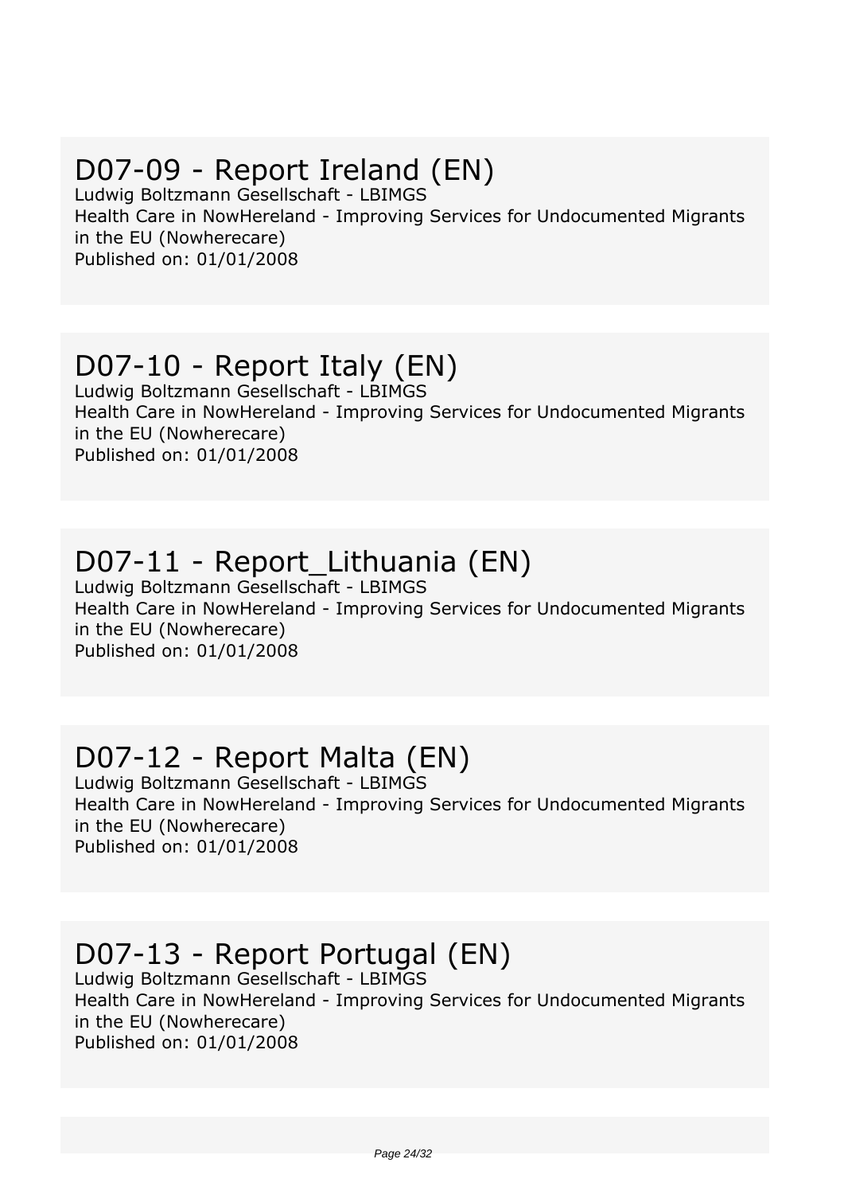## D07-09 - Report Ireland (EN)

Ludwig Boltzmann Gesellschaft - LBIMGS
Health Care in NowHereland - Improving Services for Undocumented Migrants in the EU (Nowherecare)
Published on: 01/01/2008

## D07-10 - Report Italy (EN)

Ludwig Boltzmann Gesellschaft - LBIMGS
Health Care in NowHereland - Improving Services for Undocumented Migrants in the EU (Nowherecare)
Published on: 01/01/2008

## D07-11 - Report_Lithuania (EN)

Ludwig Boltzmann Gesellschaft - LBIMGS
Health Care in NowHereland - Improving Services for Undocumented Migrants in the EU (Nowherecare)
Published on: 01/01/2008

## D07-12 - Report Malta (EN)

Ludwig Boltzmann Gesellschaft - LBIMGS
Health Care in NowHereland - Improving Services for Undocumented Migrants in the EU (Nowherecare)
Published on: 01/01/2008

## D07-13 - Report Portugal (EN)

Ludwig Boltzmann Gesellschaft - LBIMGS
Health Care in NowHereland - Improving Services for Undocumented Migrants in the EU (Nowherecare)
Published on: 01/01/2008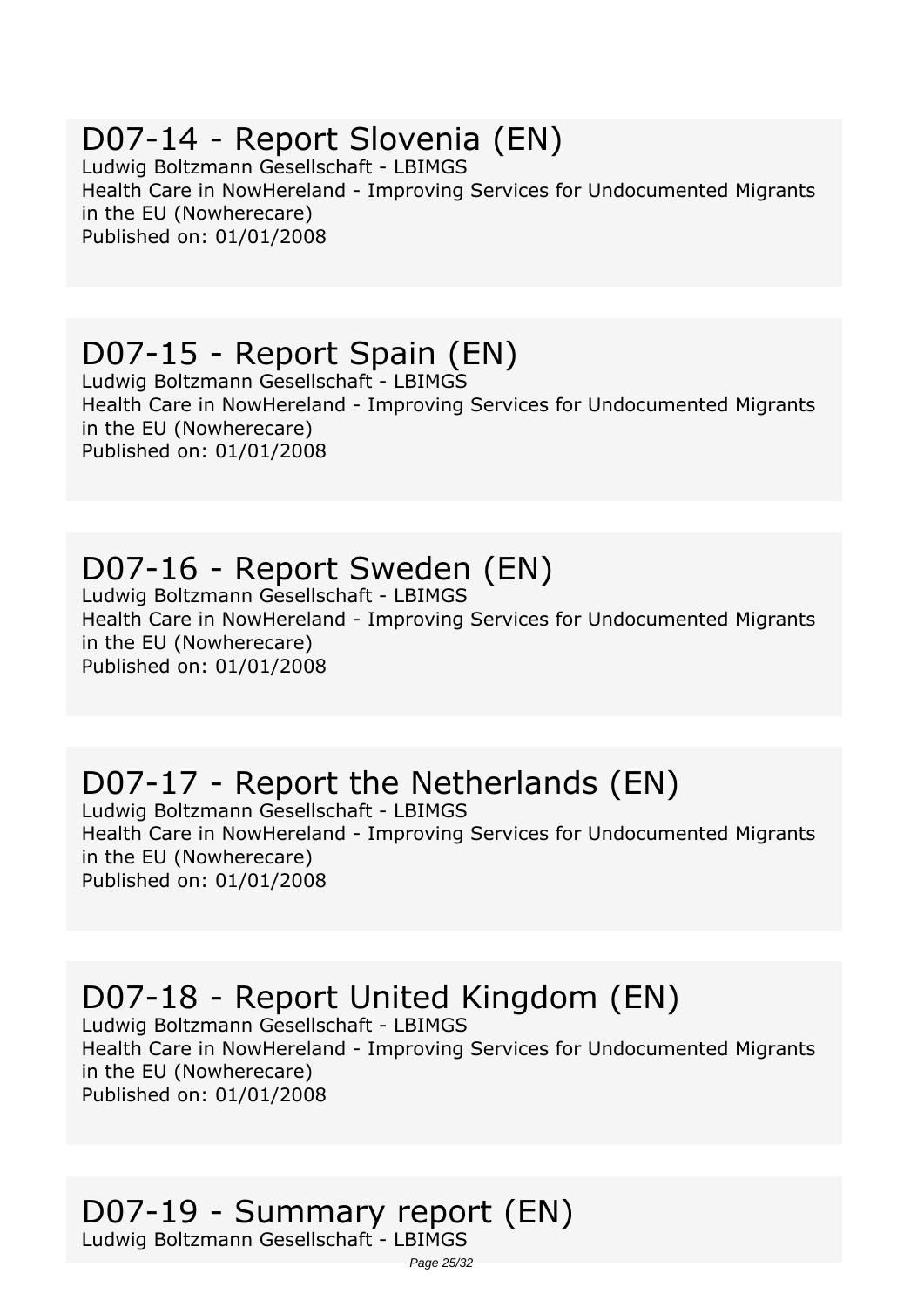## D07-14 - Report Slovenia (EN)

Ludwig Boltzmann Gesellschaft - LBIMGS
Health Care in NowHereland - Improving Services for Undocumented Migrants in the EU (Nowherecare)
Published on: 01/01/2008

## D07-15 - Report Spain (EN)

Ludwig Boltzmann Gesellschaft - LBIMGS
Health Care in NowHereland - Improving Services for Undocumented Migrants in the EU (Nowherecare)
Published on: 01/01/2008

## D07-16 - Report Sweden (EN)

Ludwig Boltzmann Gesellschaft - LBIMGS
Health Care in NowHereland - Improving Services for Undocumented Migrants in the EU (Nowherecare)
Published on: 01/01/2008

## D07-17 - Report the Netherlands (EN)

Ludwig Boltzmann Gesellschaft - LBIMGS
Health Care in NowHereland - Improving Services for Undocumented Migrants in the EU (Nowherecare)
Published on: 01/01/2008

## D07-18 - Report United Kingdom (EN)

Ludwig Boltzmann Gesellschaft - LBIMGS
Health Care in NowHereland - Improving Services for Undocumented Migrants in the EU (Nowherecare)
Published on: 01/01/2008

## D07-19 - Summary report (EN)

Ludwig Boltzmann Gesellschaft - LBIMGS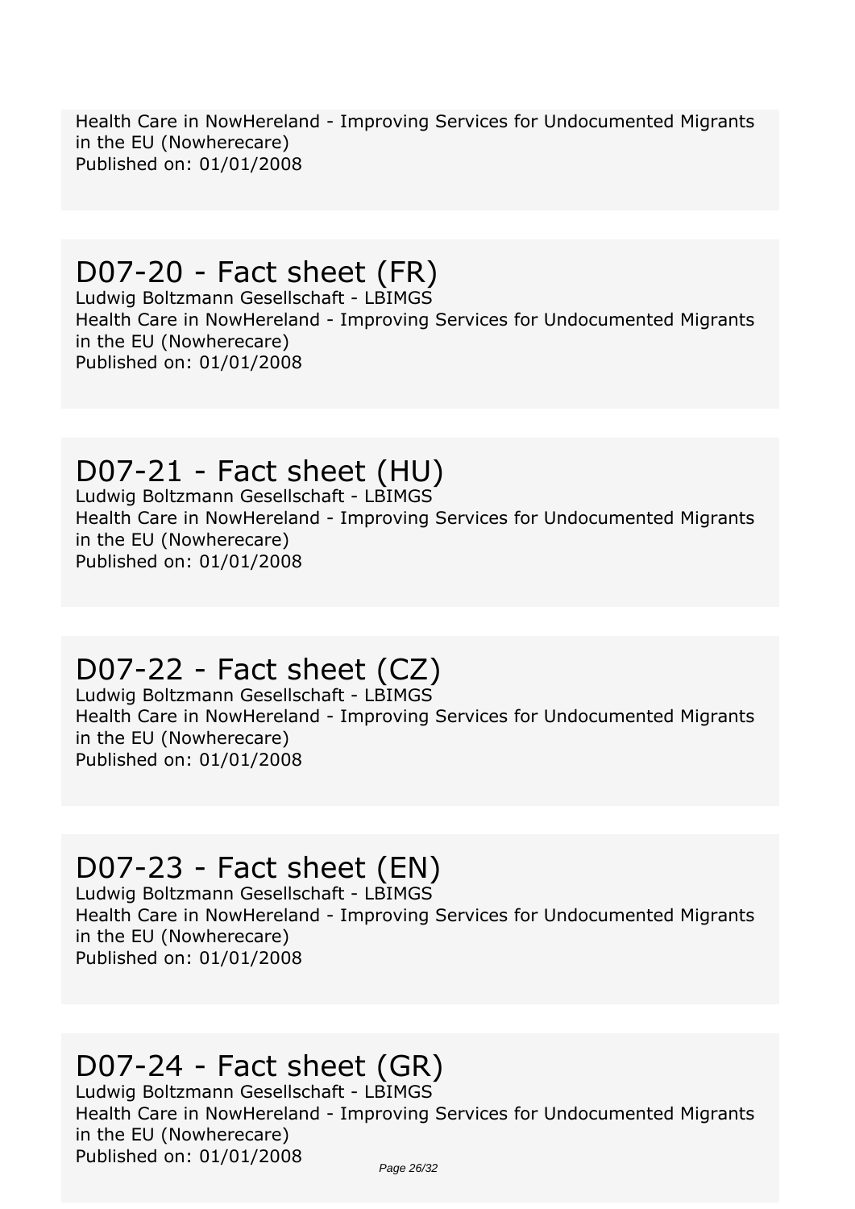Health Care in NowHereland - Improving Services for Undocumented Migrants in the EU (Nowherecare)
Published on: 01/01/2008

# D07-20 - Fact sheet (FR)

Ludwig Boltzmann Gesellschaft - LBIMGS
Health Care in NowHereland - Improving Services for Undocumented Migrants in the EU (Nowherecare)
Published on: 01/01/2008

# D07-21 - Fact sheet (HU)

Ludwig Boltzmann Gesellschaft - LBIMGS
Health Care in NowHereland - Improving Services for Undocumented Migrants in the EU (Nowherecare)
Published on: 01/01/2008

# D07-22 - Fact sheet (CZ)

Ludwig Boltzmann Gesellschaft - LBIMGS
Health Care in NowHereland - Improving Services for Undocumented Migrants in the EU (Nowherecare)
Published on: 01/01/2008

# D07-23 - Fact sheet (EN)

Ludwig Boltzmann Gesellschaft - LBIMGS
Health Care in NowHereland - Improving Services for Undocumented Migrants in the EU (Nowherecare)
Published on: 01/01/2008

# D07-24 - Fact sheet (GR)

Ludwig Boltzmann Gesellschaft - LBIMGS
Health Care in NowHereland - Improving Services for Undocumented Migrants in the EU (Nowherecare)
Published on: 01/01/2008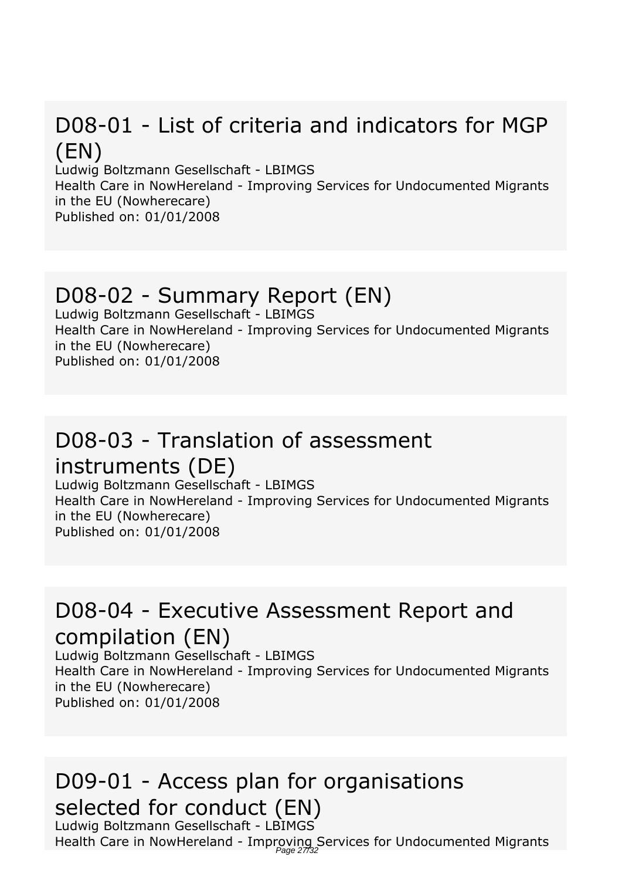## D08-01 - List of criteria and indicators for MGP (EN)

Ludwig Boltzmann Gesellschaft - LBIMGS
Health Care in NowHereland - Improving Services for Undocumented Migrants in the EU (Nowherecare)
Published on: 01/01/2008

## D08-02 - Summary Report (EN)

Ludwig Boltzmann Gesellschaft - LBIMGS
Health Care in NowHereland - Improving Services for Undocumented Migrants in the EU (Nowherecare)
Published on: 01/01/2008

## D08-03 - Translation of assessment instruments (DE)

Ludwig Boltzmann Gesellschaft - LBIMGS
Health Care in NowHereland - Improving Services for Undocumented Migrants in the EU (Nowherecare)
Published on: 01/01/2008

## D08-04 - Executive Assessment Report and compilation (EN)

Ludwig Boltzmann Gesellschaft - LBIMGS
Health Care in NowHereland - Improving Services for Undocumented Migrants in the EU (Nowherecare)
Published on: 01/01/2008

## D09-01 - Access plan for organisations selected for conduct (EN)

Ludwig Boltzmann Gesellschaft - LBIMGS
Health Care in NowHereland - Improving Services for Undocumented Migrants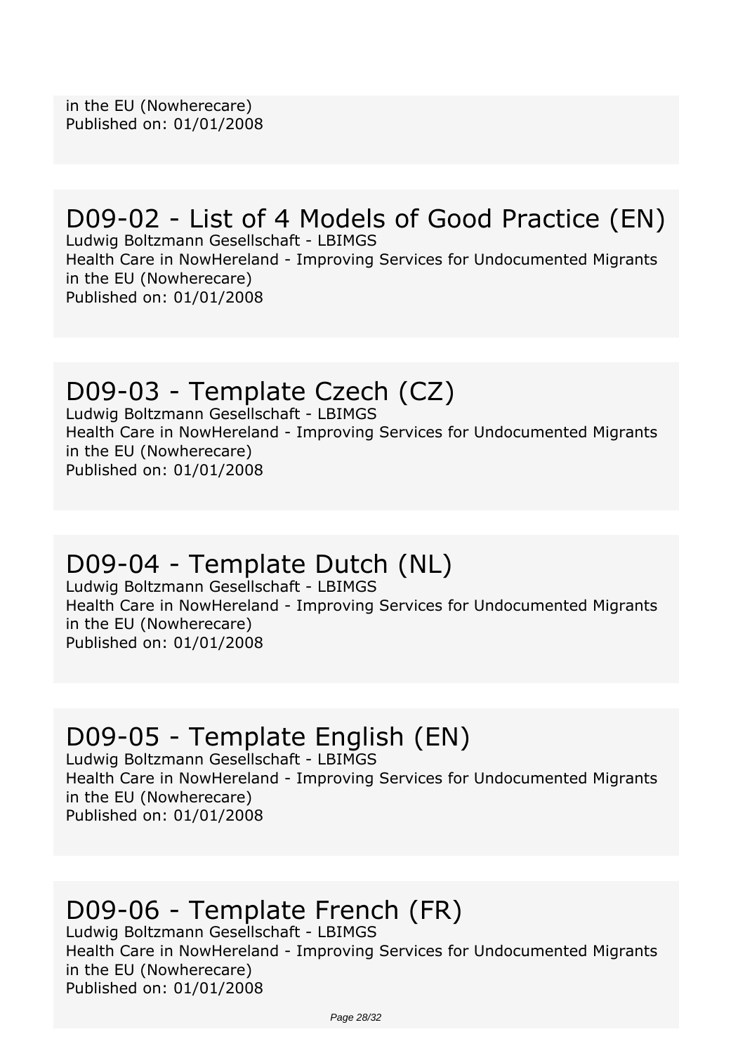in the EU (Nowherecare)
Published on: 01/01/2008

## D09-02 - List of 4 Models of Good Practice (EN)

Ludwig Boltzmann Gesellschaft - LBIMGS
Health Care in NowHereland - Improving Services for Undocumented Migrants in the EU (Nowherecare)
Published on: 01/01/2008

## D09-03 - Template Czech (CZ)

Ludwig Boltzmann Gesellschaft - LBIMGS
Health Care in NowHereland - Improving Services for Undocumented Migrants in the EU (Nowherecare)
Published on: 01/01/2008

## D09-04 - Template Dutch (NL)

Ludwig Boltzmann Gesellschaft - LBIMGS
Health Care in NowHereland - Improving Services for Undocumented Migrants in the EU (Nowherecare)
Published on: 01/01/2008

## D09-05 - Template English (EN)

Ludwig Boltzmann Gesellschaft - LBIMGS
Health Care in NowHereland - Improving Services for Undocumented Migrants in the EU (Nowherecare)
Published on: 01/01/2008

## D09-06 - Template French (FR)

Ludwig Boltzmann Gesellschaft - LBIMGS
Health Care in NowHereland - Improving Services for Undocumented Migrants in the EU (Nowherecare)
Published on: 01/01/2008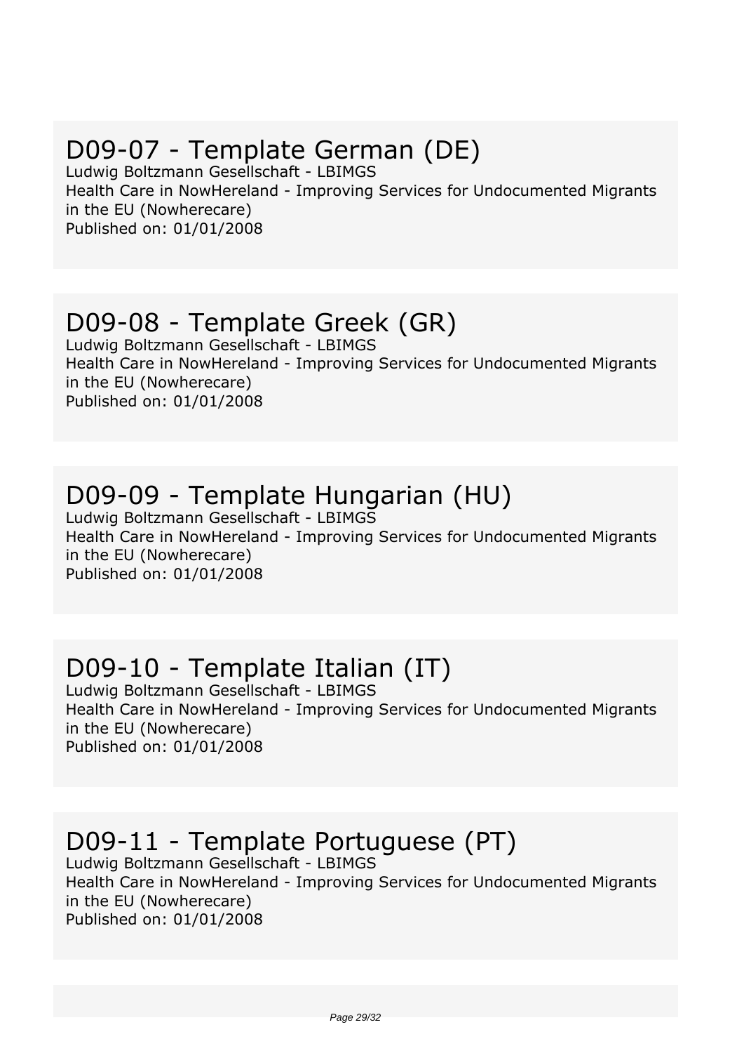## D09-07 - Template German (DE)

Ludwig Boltzmann Gesellschaft - LBIMGS
Health Care in NowHereland - Improving Services for Undocumented Migrants in the EU (Nowherecare)
Published on: 01/01/2008

## D09-08 - Template Greek (GR)

Ludwig Boltzmann Gesellschaft - LBIMGS
Health Care in NowHereland - Improving Services for Undocumented Migrants in the EU (Nowherecare)
Published on: 01/01/2008

## D09-09 - Template Hungarian (HU)

Ludwig Boltzmann Gesellschaft - LBIMGS
Health Care in NowHereland - Improving Services for Undocumented Migrants in the EU (Nowherecare)
Published on: 01/01/2008

## D09-10 - Template Italian (IT)

Ludwig Boltzmann Gesellschaft - LBIMGS
Health Care in NowHereland - Improving Services for Undocumented Migrants in the EU (Nowherecare)
Published on: 01/01/2008

## D09-11 - Template Portuguese (PT)

Ludwig Boltzmann Gesellschaft - LBIMGS
Health Care in NowHereland - Improving Services for Undocumented Migrants in the EU (Nowherecare)
Published on: 01/01/2008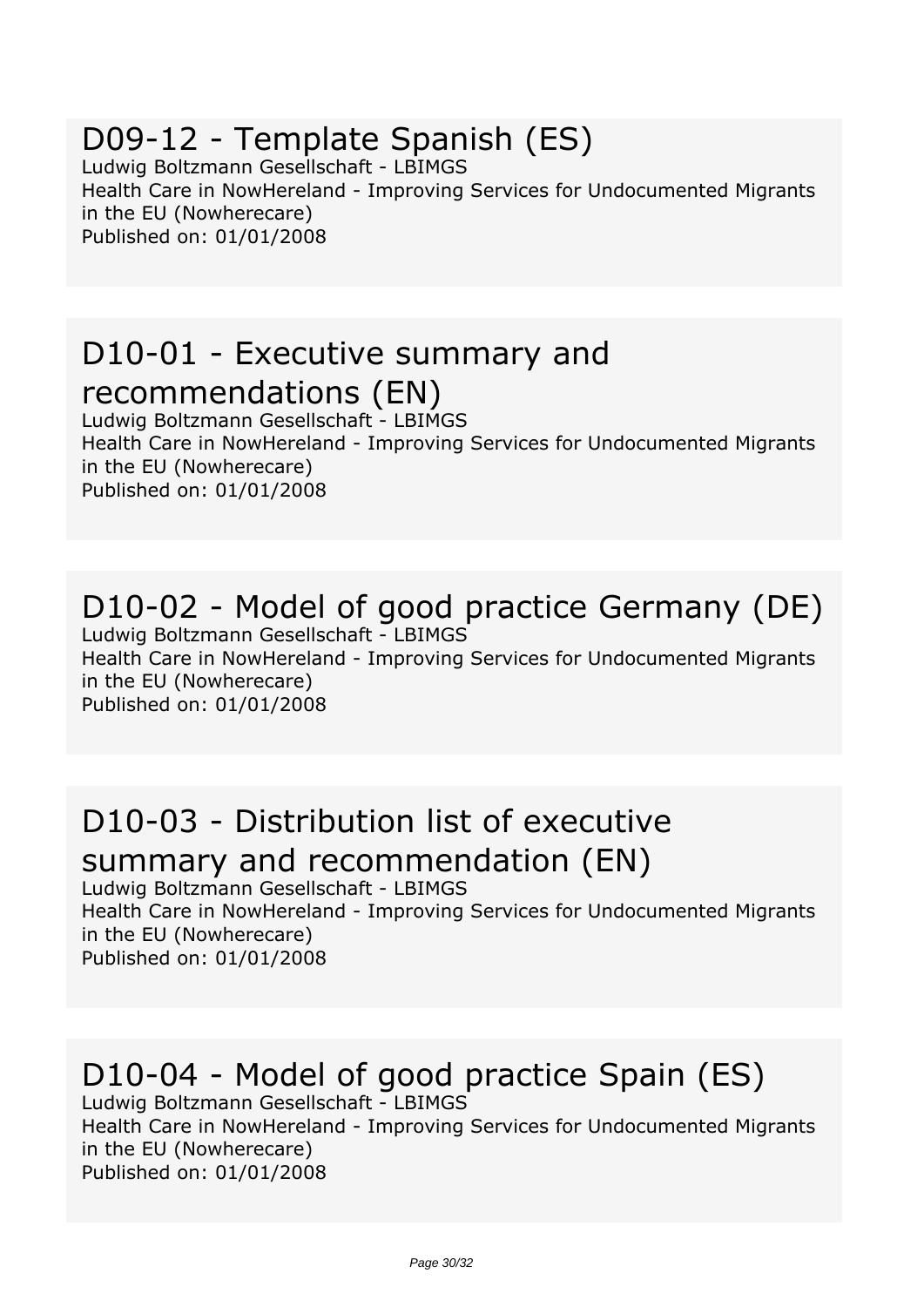## D09-12 - Template Spanish (ES)

Ludwig Boltzmann Gesellschaft - LBIMGS
Health Care in NowHereland - Improving Services for Undocumented Migrants in the EU (Nowherecare)
Published on: 01/01/2008

## D10-01 - Executive summary and recommendations (EN)

Ludwig Boltzmann Gesellschaft - LBIMGS
Health Care in NowHereland - Improving Services for Undocumented Migrants in the EU (Nowherecare)
Published on: 01/01/2008

## D10-02 - Model of good practice Germany (DE)

Ludwig Boltzmann Gesellschaft - LBIMGS
Health Care in NowHereland - Improving Services for Undocumented Migrants in the EU (Nowherecare)
Published on: 01/01/2008

## D10-03 - Distribution list of executive summary and recommendation (EN)

Ludwig Boltzmann Gesellschaft - LBIMGS
Health Care in NowHereland - Improving Services for Undocumented Migrants in the EU (Nowherecare)
Published on: 01/01/2008

## D10-04 - Model of good practice Spain (ES)

Ludwig Boltzmann Gesellschaft - LBIMGS
Health Care in NowHereland - Improving Services for Undocumented Migrants in the EU (Nowherecare)
Published on: 01/01/2008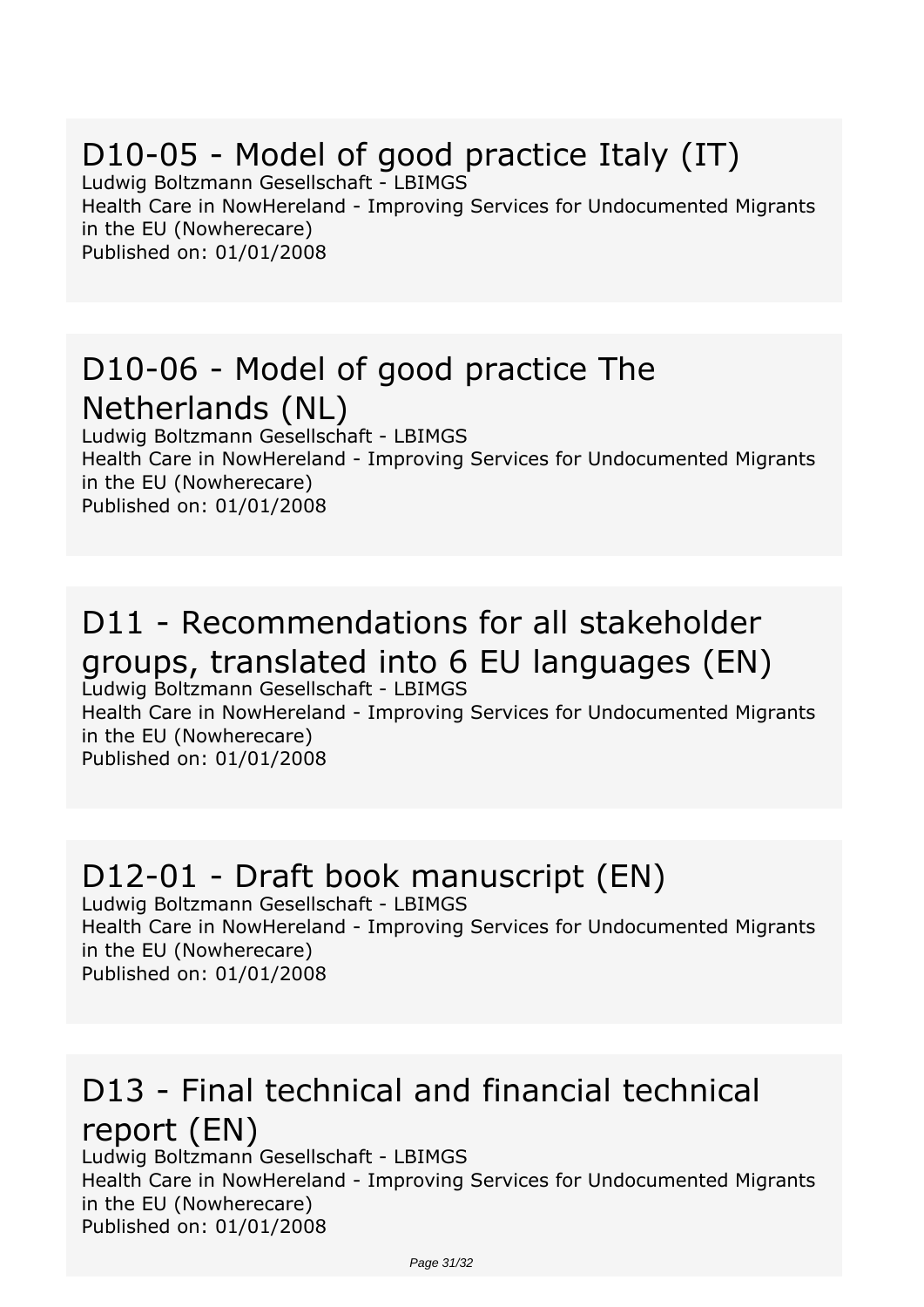## D10-05 - Model of good practice Italy (IT)

Ludwig Boltzmann Gesellschaft - LBIMGS
Health Care in NowHereland - Improving Services for Undocumented Migrants in the EU (Nowherecare)
Published on: 01/01/2008

## D10-06 - Model of good practice The Netherlands (NL)

Ludwig Boltzmann Gesellschaft - LBIMGS
Health Care in NowHereland - Improving Services for Undocumented Migrants in the EU (Nowherecare)
Published on: 01/01/2008

## D11 - Recommendations for all stakeholder groups, translated into 6 EU languages (EN)

Ludwig Boltzmann Gesellschaft - LBIMGS
Health Care in NowHereland - Improving Services for Undocumented Migrants in the EU (Nowherecare)
Published on: 01/01/2008

## D12-01 - Draft book manuscript (EN)

Ludwig Boltzmann Gesellschaft - LBIMGS
Health Care in NowHereland - Improving Services for Undocumented Migrants in the EU (Nowherecare)
Published on: 01/01/2008

## D13 - Final technical and financial technical report (EN)

Ludwig Boltzmann Gesellschaft - LBIMGS
Health Care in NowHereland - Improving Services for Undocumented Migrants in the EU (Nowherecare)
Published on: 01/01/2008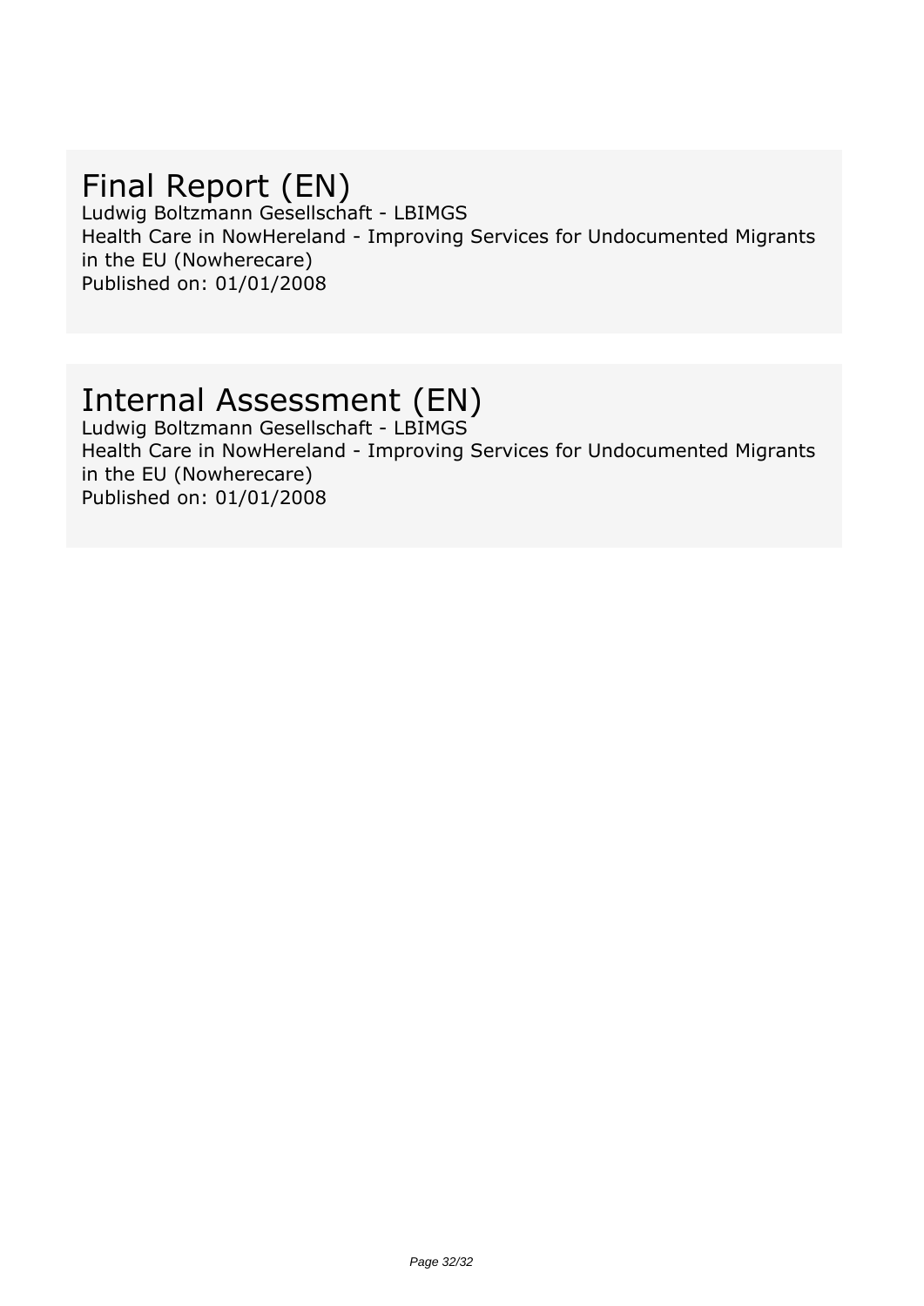# Final Report (EN)

Ludwig Boltzmann Gesellschaft - LBIMGS
Health Care in NowHereland - Improving Services for Undocumented Migrants in the EU (Nowherecare)
Published on: 01/01/2008

# Internal Assessment (EN)

Ludwig Boltzmann Gesellschaft - LBIMGS
Health Care in NowHereland - Improving Services for Undocumented Migrants in the EU (Nowherecare)
Published on: 01/01/2008